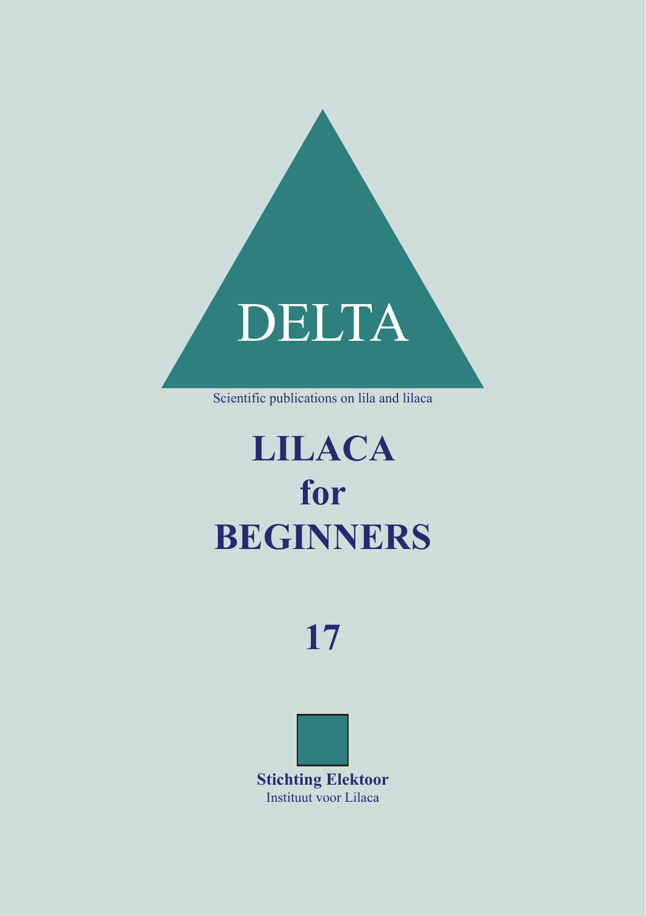DELTA

Scientific publications on lila and lilaca

# LILACA for BEGINNERS

**17**

**Stichting Elektoor**
Instituut voor Lilaca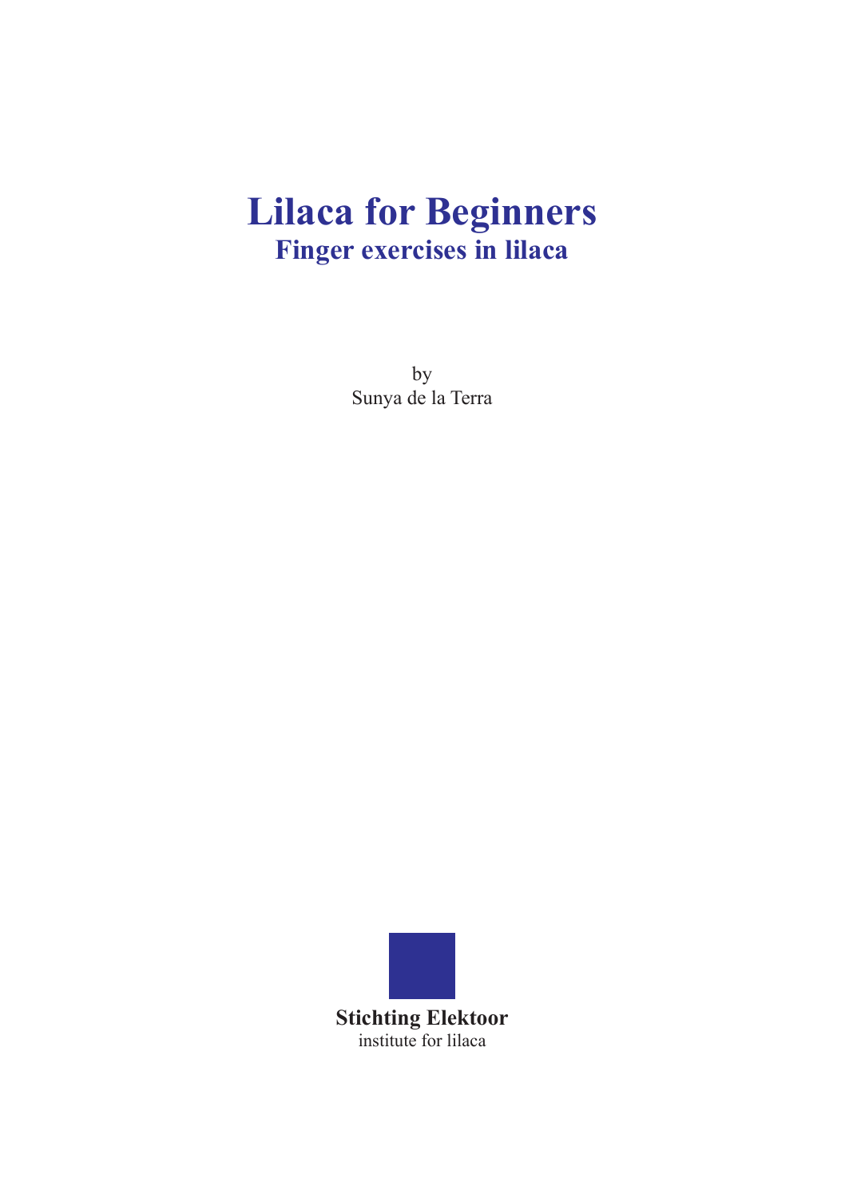# Lilaca for Beginners

## Finger exercises in lilaca

by
Sunya de la Terra

**Stichting Elektoor**
institute for lilaca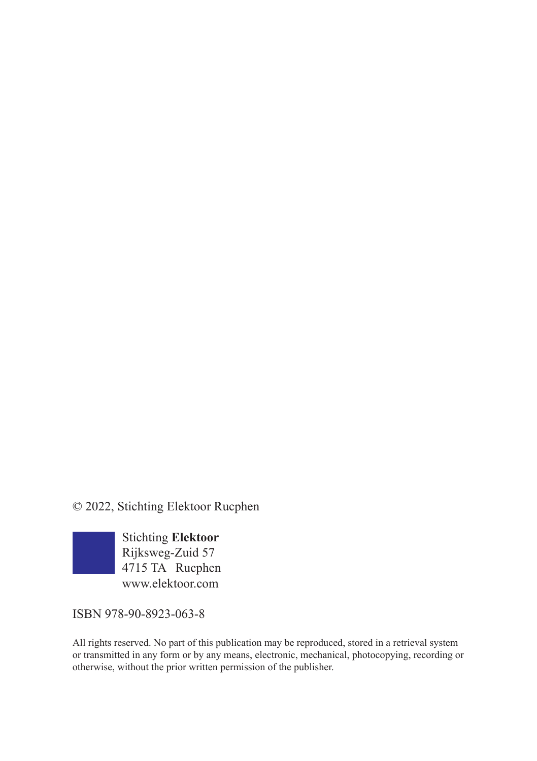© 2022, Stichting Elektoor Rucphen

Stichting **Elektoor**
Rijksweg-Zuid 57
4715 TA   Rucphen
www.elektoor.com

ISBN 978-90-8923-063-8

All rights reserved. No part of this publication may be reproduced, stored in a retrieval system or transmitted in any form or by any means, electronic, mechanical, photocopying, recording or otherwise, without the prior written permission of the publisher.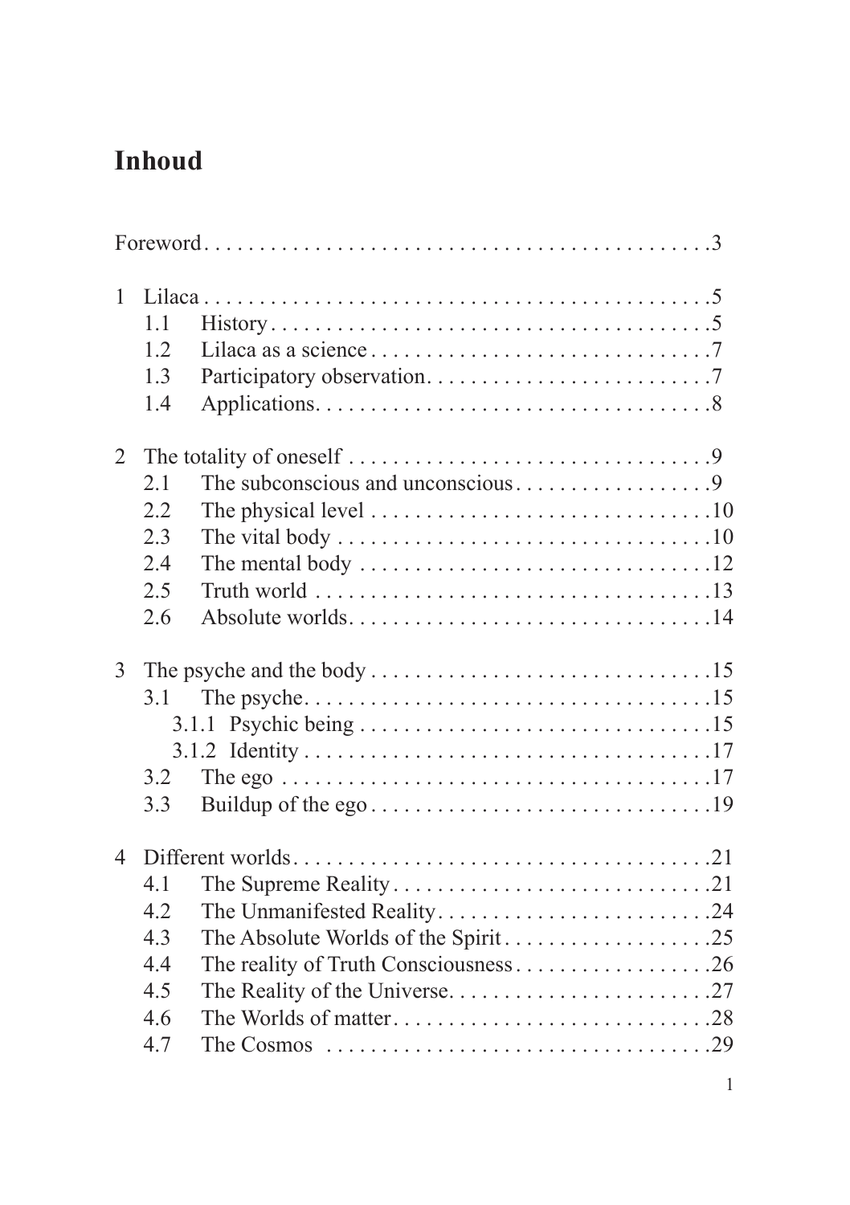# Inhoud

Foreword . . . . . . . . . . . . . . . . . . . . . . . . . . . . . . . . . . . . . . . . . . . . 3

1 Lilaca . . . . . . . . . . . . . . . . . . . . . . . . . . . . . . . . . . . . . . . . . . . . 5
- 1.1 History . . . . . . . . . . . . . . . . . . . . . . . . . . . . . . . . . . . . . . . . 5
- 1.2 Lilaca as a science . . . . . . . . . . . . . . . . . . . . . . . . . . . . . . 7
- 1.3 Participatory observation . . . . . . . . . . . . . . . . . . . . . . . . . . 7
- 1.4 Applications . . . . . . . . . . . . . . . . . . . . . . . . . . . . . . . . . . . 8

2 The totality of oneself . . . . . . . . . . . . . . . . . . . . . . . . . . . . . . . . 9
- 2.1 The subconscious and unconscious . . . . . . . . . . . . . . . . . . 9
- 2.2 The physical level . . . . . . . . . . . . . . . . . . . . . . . . . . . . . . 10
- 2.3 The vital body . . . . . . . . . . . . . . . . . . . . . . . . . . . . . . . . . 10
- 2.4 The mental body . . . . . . . . . . . . . . . . . . . . . . . . . . . . . . . 12
- 2.5 Truth world . . . . . . . . . . . . . . . . . . . . . . . . . . . . . . . . . . . 13
- 2.6 Absolute worlds . . . . . . . . . . . . . . . . . . . . . . . . . . . . . . . 14

3 The psyche and the body . . . . . . . . . . . . . . . . . . . . . . . . . . . . . 15
- 3.1 The psyche . . . . . . . . . . . . . . . . . . . . . . . . . . . . . . . . . . . 15
  - 3.1.1 Psychic being . . . . . . . . . . . . . . . . . . . . . . . . . . . . . . 15
  - 3.1.2 Identity . . . . . . . . . . . . . . . . . . . . . . . . . . . . . . . . . . . 17
- 3.2 The ego . . . . . . . . . . . . . . . . . . . . . . . . . . . . . . . . . . . . . 17
- 3.3 Buildup of the ego . . . . . . . . . . . . . . . . . . . . . . . . . . . . . 19

4 Different worlds . . . . . . . . . . . . . . . . . . . . . . . . . . . . . . . . . . . . 21
- 4.1 The Supreme Reality . . . . . . . . . . . . . . . . . . . . . . . . . . . . 21
- 4.2 The Unmanifested Reality . . . . . . . . . . . . . . . . . . . . . . . . 24
- 4.3 The Absolute Worlds of the Spirit . . . . . . . . . . . . . . . . . . 25
- 4.4 The reality of Truth Consciousness . . . . . . . . . . . . . . . . . 26
- 4.5 The Reality of the Universe . . . . . . . . . . . . . . . . . . . . . . . 27
- 4.6 The Worlds of matter . . . . . . . . . . . . . . . . . . . . . . . . . . . . 28
- 4.7 The Cosmos . . . . . . . . . . . . . . . . . . . . . . . . . . . . . . . . . . 29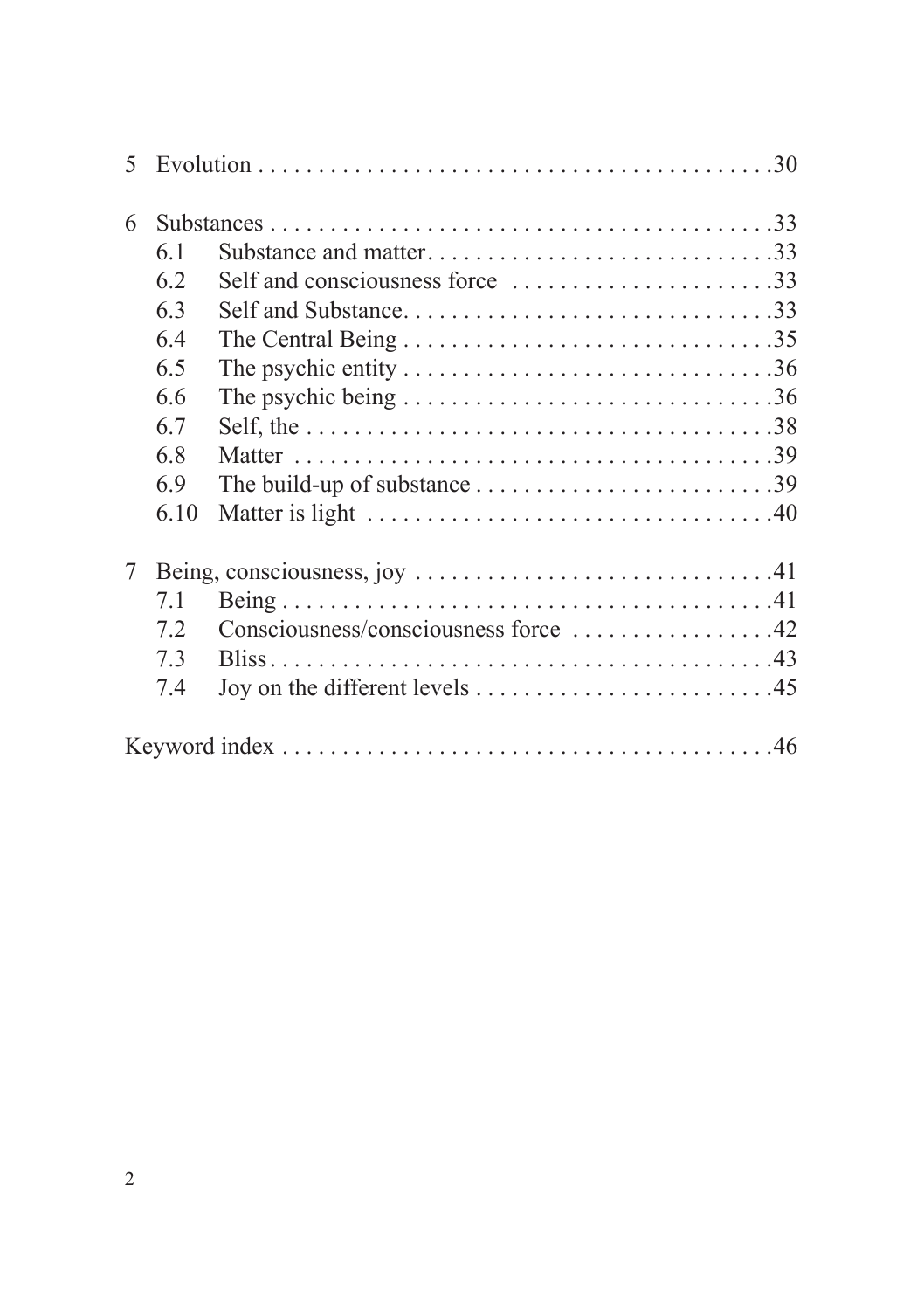5 Evolution ............................................30

6 Substances ............................................33

- 6.1 Substance and matter ............................................33
- 6.2 Self and consciousness force ............................................33
- 6.3 Self and Substance ............................................33
- 6.4 The Central Being ............................................35
- 6.5 The psychic entity ............................................36
- 6.6 The psychic being ............................................36
- 6.7 Self, the ............................................38
- 6.8 Matter ............................................39
- 6.9 The build-up of substance ............................................39
- 6.10 Matter is light ............................................40

7 Being, consciousness, joy ............................................41

- 7.1 Being ............................................41
- 7.2 Consciousness/consciousness force ............................................42
- 7.3 Bliss ............................................43
- 7.4 Joy on the different levels ............................................45

Keyword index ............................................46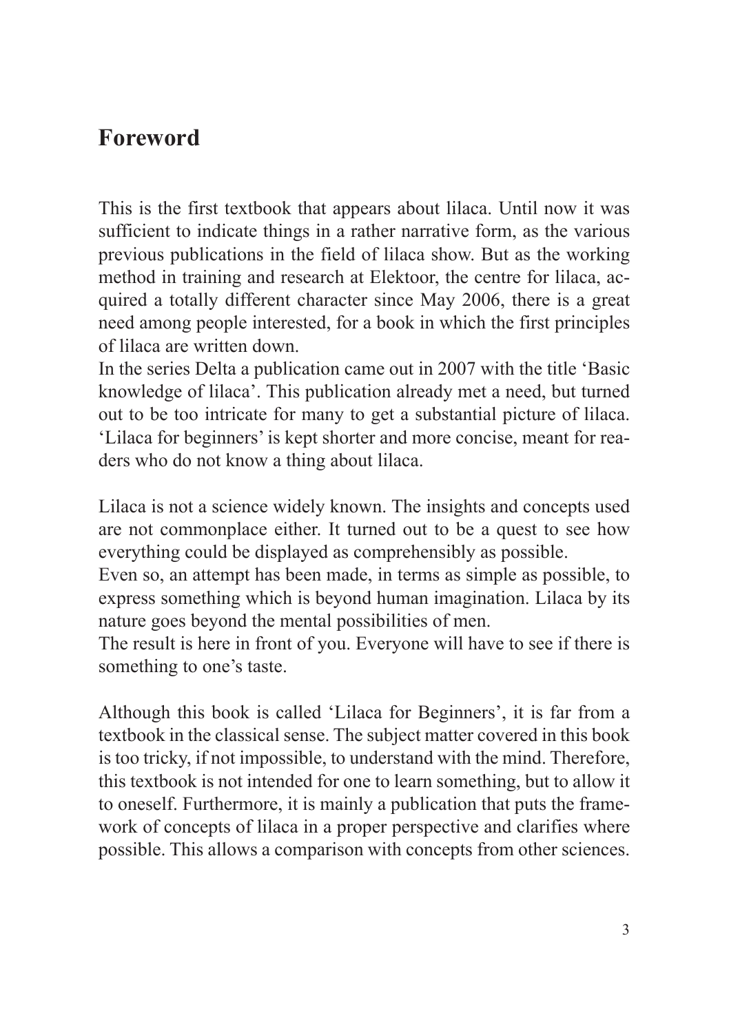# Foreword

This is the first textbook that appears about lilaca. Until now it was sufficient to indicate things in a rather narrative form, as the various previous publications in the field of lilaca show. But as the working method in training and research at Elektoor, the centre for lilaca, acquired a totally different character since May 2006, there is a great need among people interested, for a book in which the first principles of lilaca are written down.
In the series Delta a publication came out in 2007 with the title 'Basic knowledge of lilaca'. This publication already met a need, but turned out to be too intricate for many to get a substantial picture of lilaca. 'Lilaca for beginners' is kept shorter and more concise, meant for readers who do not know a thing about lilaca.

Lilaca is not a science widely known. The insights and concepts used are not commonplace either. It turned out to be a quest to see how everything could be displayed as comprehensibly as possible.
Even so, an attempt has been made, in terms as simple as possible, to express something which is beyond human imagination. Lilaca by its nature goes beyond the mental possibilities of men.
The result is here in front of you. Everyone will have to see if there is something to one's taste.

Although this book is called 'Lilaca for Beginners', it is far from a textbook in the classical sense. The subject matter covered in this book is too tricky, if not impossible, to understand with the mind. Therefore, this textbook is not intended for one to learn something, but to allow it to oneself. Furthermore, it is mainly a publication that puts the framework of concepts of lilaca in a proper perspective and clarifies where possible. This allows a comparison with concepts from other sciences.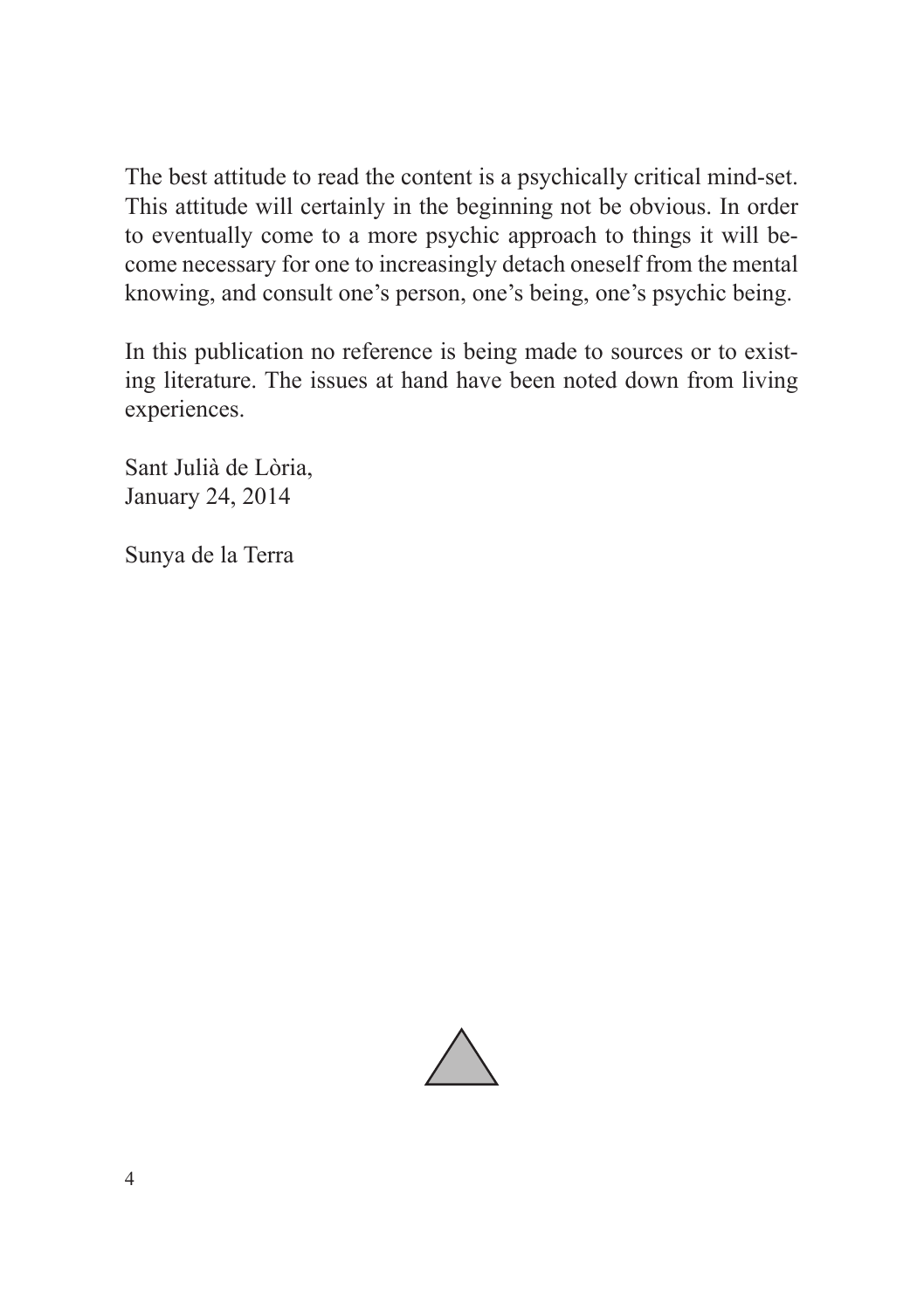The best attitude to read the content is a psychically critical mind-set. This attitude will certainly in the beginning not be obvious. In order to eventually come to a more psychic approach to things it will become necessary for one to increasingly detach oneself from the mental knowing, and consult one's person, one's being, one's psychic being.

In this publication no reference is being made to sources or to existing literature. The issues at hand have been noted down from living experiences.

Sant Julià de Lòria,
January 24, 2014

Sunya de la Terra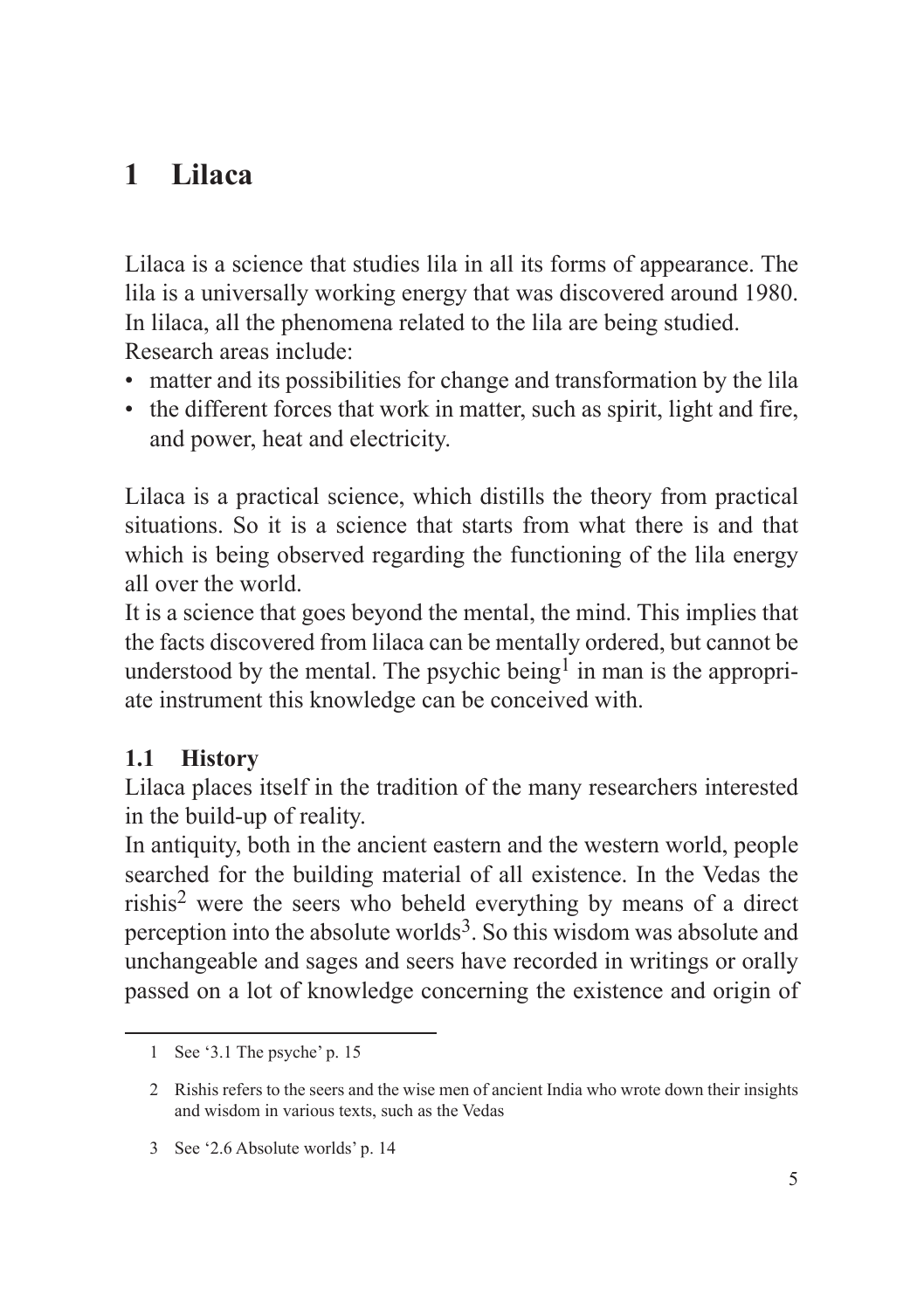# 1 Lilaca

Lilaca is a science that studies lila in all its forms of appearance. The lila is a universally working energy that was discovered around 1980. In lilaca, all the phenomena related to the lila are being studied. Research areas include:

- matter and its possibilities for change and transformation by the lila
- the different forces that work in matter, such as spirit, light and fire, and power, heat and electricity.

Lilaca is a practical science, which distills the theory from practical situations. So it is a science that starts from what there is and that which is being observed regarding the functioning of the lila energy all over the world.

It is a science that goes beyond the mental, the mind. This implies that the facts discovered from lilaca can be mentally ordered, but cannot be understood by the mental. The psychic being[1] in man is the appropriate instrument this knowledge can be conceived with.

## 1.1 History

Lilaca places itself in the tradition of the many researchers interested in the build-up of reality.

In antiquity, both in the ancient eastern and the western world, people searched for the building material of all existence. In the Vedas the rishis[2] were the seers who beheld everything by means of a direct perception into the absolute worlds[3]. So this wisdom was absolute and unchangeable and sages and seers have recorded in writings or orally passed on a lot of knowledge concerning the existence and origin of

---

1 See '3.1 The psyche' p. 15

2 Rishis refers to the seers and the wise men of ancient India who wrote down their insights and wisdom in various texts, such as the Vedas

3 See '2.6 Absolute worlds' p. 14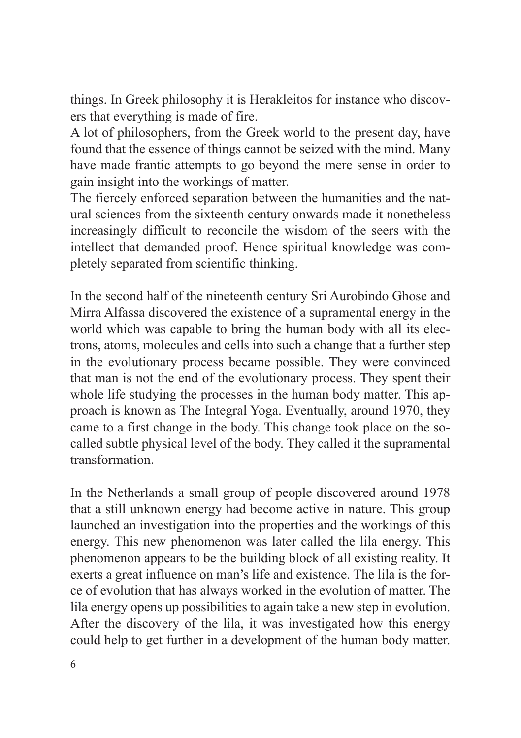things. In Greek philosophy it is Herakleitos for instance who discovers that everything is made of fire.
A lot of philosophers, from the Greek world to the present day, have found that the essence of things cannot be seized with the mind. Many have made frantic attempts to go beyond the mere sense in order to gain insight into the workings of matter.
The fiercely enforced separation between the humanities and the natural sciences from the sixteenth century onwards made it nonetheless increasingly difficult to reconcile the wisdom of the seers with the intellect that demanded proof. Hence spiritual knowledge was completely separated from scientific thinking.

In the second half of the nineteenth century Sri Aurobindo Ghose and Mirra Alfassa discovered the existence of a supramental energy in the world which was capable to bring the human body with all its electrons, atoms, molecules and cells into such a change that a further step in the evolutionary process became possible. They were convinced that man is not the end of the evolutionary process. They spent their whole life studying the processes in the human body matter. This approach is known as The Integral Yoga. Eventually, around 1970, they came to a first change in the body. This change took place on the so-called subtle physical level of the body. They called it the supramental transformation.

In the Netherlands a small group of people discovered around 1978 that a still unknown energy had become active in nature. This group launched an investigation into the properties and the workings of this energy. This new phenomenon was later called the lila energy. This phenomenon appears to be the building block of all existing reality. It exerts a great influence on man's life and existence. The lila is the force of evolution that has always worked in the evolution of matter. The lila energy opens up possibilities to again take a new step in evolution. After the discovery of the lila, it was investigated how this energy could help to get further in a development of the human body matter.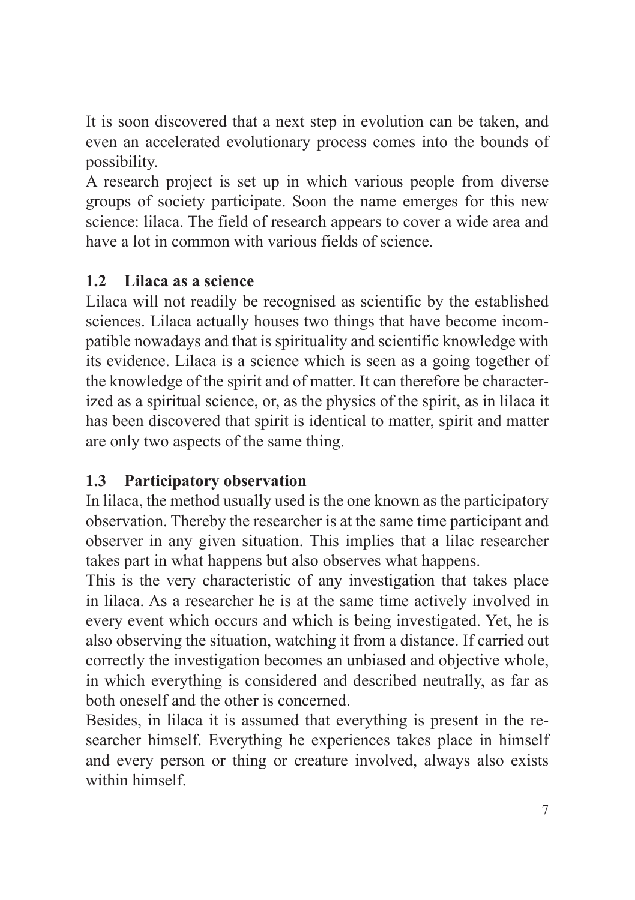It is soon discovered that a next step in evolution can be taken, and even an accelerated evolutionary process comes into the bounds of possibility.

A research project is set up in which various people from diverse groups of society participate. Soon the name emerges for this new science: lilaca. The field of research appears to cover a wide area and have a lot in common with various fields of science.

## 1.2 Lilaca as a science

Lilaca will not readily be recognised as scientific by the established sciences. Lilaca actually houses two things that have become incompatible nowadays and that is spirituality and scientific knowledge with its evidence. Lilaca is a science which is seen as a going together of the knowledge of the spirit and of matter. It can therefore be characterized as a spiritual science, or, as the physics of the spirit, as in lilaca it has been discovered that spirit is identical to matter, spirit and matter are only two aspects of the same thing.

## 1.3 Participatory observation

In lilaca, the method usually used is the one known as the participatory observation. Thereby the researcher is at the same time participant and observer in any given situation. This implies that a lilac researcher takes part in what happens but also observes what happens.

This is the very characteristic of any investigation that takes place in lilaca. As a researcher he is at the same time actively involved in every event which occurs and which is being investigated. Yet, he is also observing the situation, watching it from a distance. If carried out correctly the investigation becomes an unbiased and objective whole, in which everything is considered and described neutrally, as far as both oneself and the other is concerned.

Besides, in lilaca it is assumed that everything is present in the researcher himself. Everything he experiences takes place in himself and every person or thing or creature involved, always also exists within himself.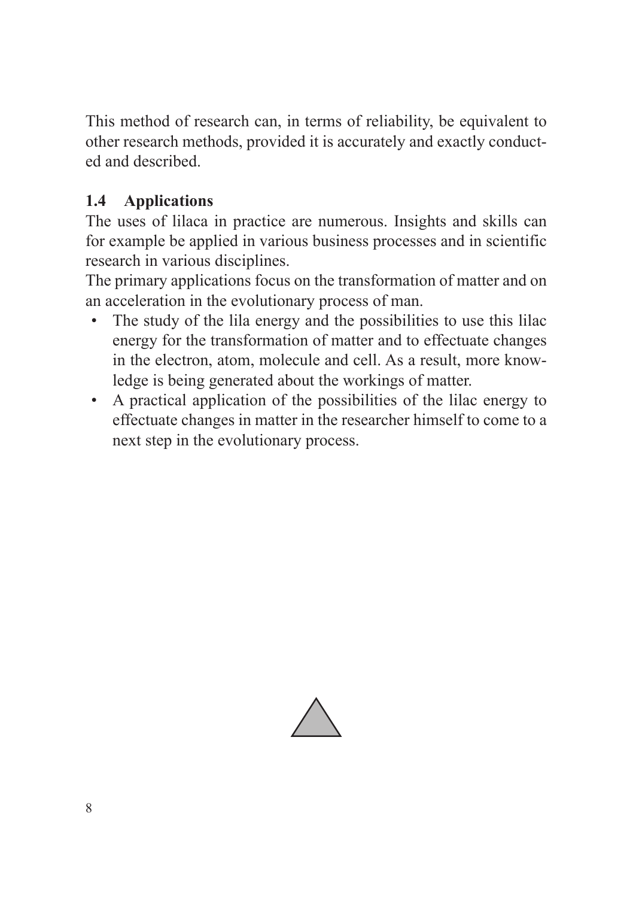This method of research can, in terms of reliability, be equivalent to other research methods, provided it is accurately and exactly conducted and described.

### 1.4 Applications

The uses of lilaca in practice are numerous. Insights and skills can for example be applied in various business processes and in scientific research in various disciplines.

The primary applications focus on the transformation of matter and on an acceleration in the evolutionary process of man.

- The study of the lila energy and the possibilities to use this lilac energy for the transformation of matter and to effectuate changes in the electron, atom, molecule and cell. As a result, more knowledge is being generated about the workings of matter.
- A practical application of the possibilities of the lilac energy to effectuate changes in matter in the researcher himself to come to a next step in the evolutionary process.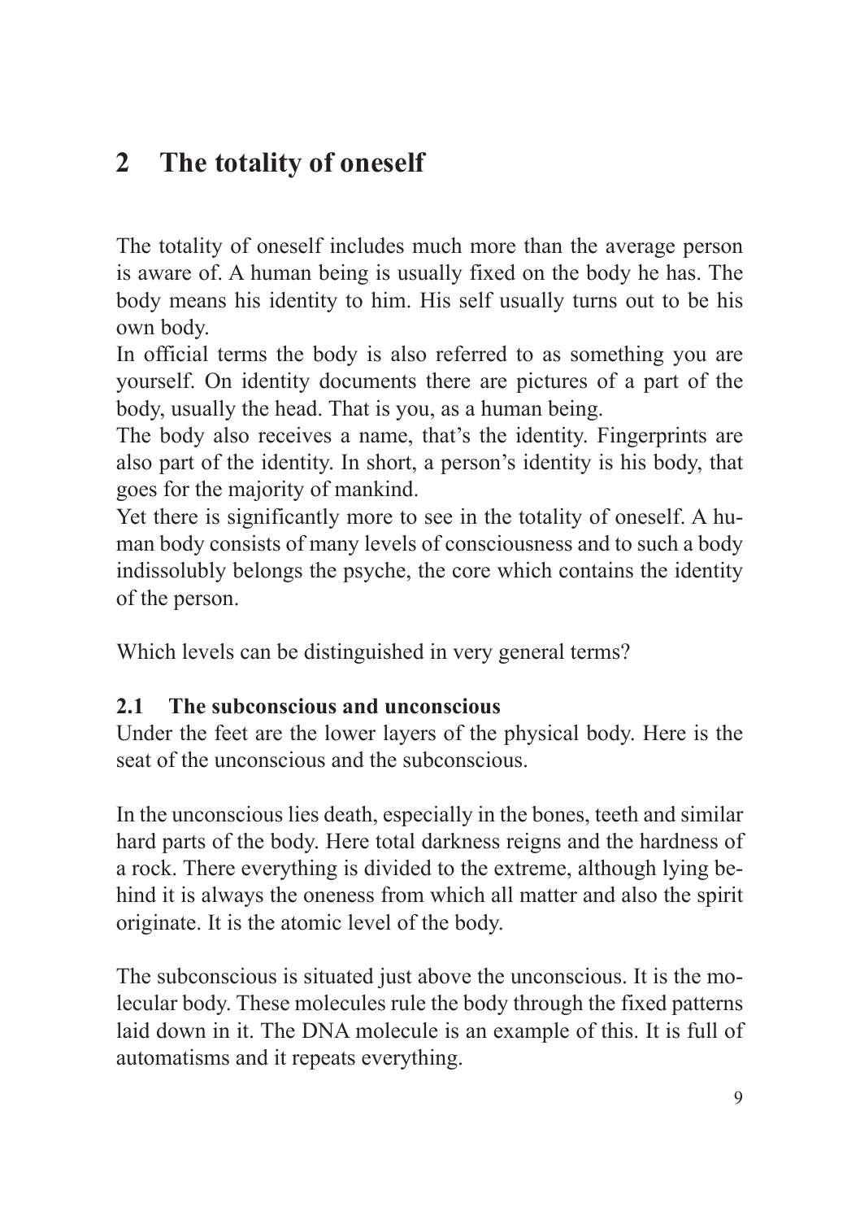# 2 The totality of oneself

The totality of oneself includes much more than the average person is aware of. A human being is usually fixed on the body he has. The body means his identity to him. His self usually turns out to be his own body.

In official terms the body is also referred to as something you are yourself. On identity documents there are pictures of a part of the body, usually the head. That is you, as a human being.

The body also receives a name, that's the identity. Fingerprints are also part of the identity. In short, a person's identity is his body, that goes for the majority of mankind.

Yet there is significantly more to see in the totality of oneself. A human body consists of many levels of consciousness and to such a body indissolubly belongs the psyche, the core which contains the identity of the person.

Which levels can be distinguished in very general terms?

## 2.1 The subconscious and unconscious

Under the feet are the lower layers of the physical body. Here is the seat of the unconscious and the subconscious.

In the unconscious lies death, especially in the bones, teeth and similar hard parts of the body. Here total darkness reigns and the hardness of a rock. There everything is divided to the extreme, although lying behind it is always the oneness from which all matter and also the spirit originate. It is the atomic level of the body.

The subconscious is situated just above the unconscious. It is the molecular body. These molecules rule the body through the fixed patterns laid down in it. The DNA molecule is an example of this. It is full of automatisms and it repeats everything.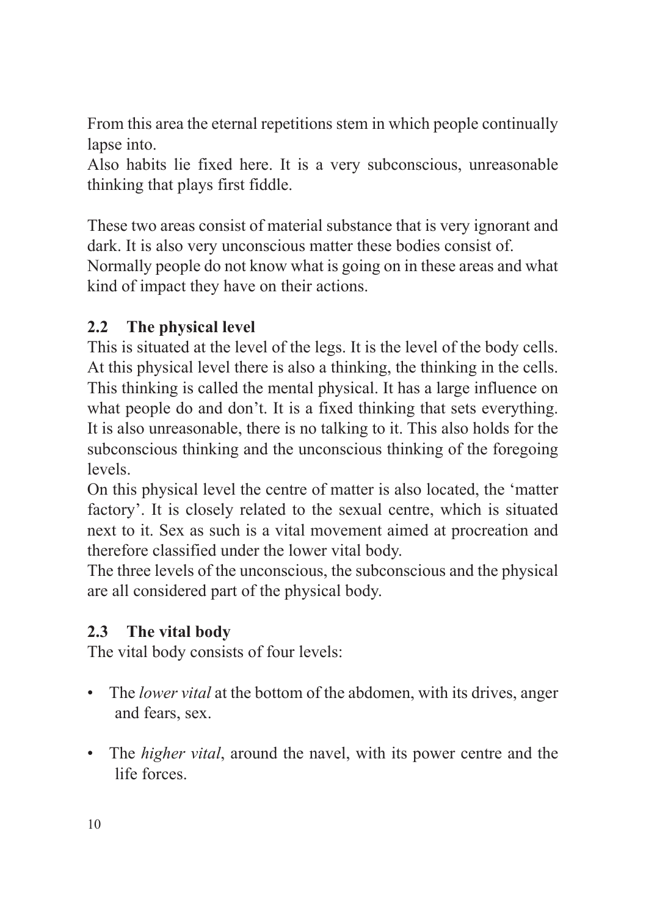From this area the eternal repetitions stem in which people continually lapse into.
Also habits lie fixed here. It is a very subconscious, unreasonable thinking that plays first fiddle.

These two areas consist of material substance that is very ignorant and dark. It is also very unconscious matter these bodies consist of.
Normally people do not know what is going on in these areas and what kind of impact they have on their actions.

## 2.2 The physical level

This is situated at the level of the legs. It is the level of the body cells. At this physical level there is also a thinking, the thinking in the cells. This thinking is called the mental physical. It has a large influence on what people do and don't. It is a fixed thinking that sets everything. It is also unreasonable, there is no talking to it. This also holds for the subconscious thinking and the unconscious thinking of the foregoing levels.
On this physical level the centre of matter is also located, the 'matter factory'. It is closely related to the sexual centre, which is situated next to it. Sex as such is a vital movement aimed at procreation and therefore classified under the lower vital body.
The three levels of the unconscious, the subconscious and the physical are all considered part of the physical body.

## 2.3 The vital body

The vital body consists of four levels:

- The *lower vital* at the bottom of the abdomen, with its drives, anger and fears, sex.
- The *higher vital*, around the navel, with its power centre and the life forces.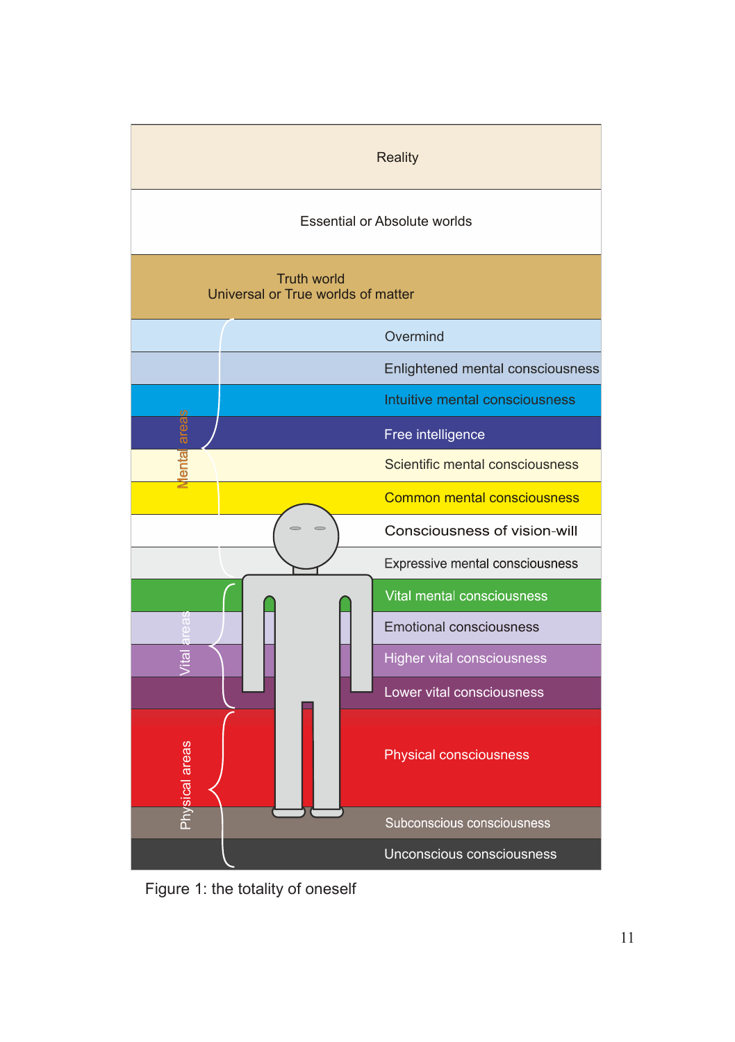Reality

Essential or Absolute worlds

Truth world
Universal or True worlds of matter

Mental areas:

- Overmind
- Enlightened mental consciousness
- Intuitive mental consciousness
- Free intelligence
- Scientific mental consciousness
- Common mental consciousness
- Consciousness of vision-will
- Expressive mental consciousness

Vital areas:

- Vital mental consciousness
- Emotional consciousness
- Higher vital consciousness
- Lower vital consciousness

Physical areas:

- Physical consciousness
- Subconscious consciousness
- Unconscious consciousness

Figure 1: the totality of oneself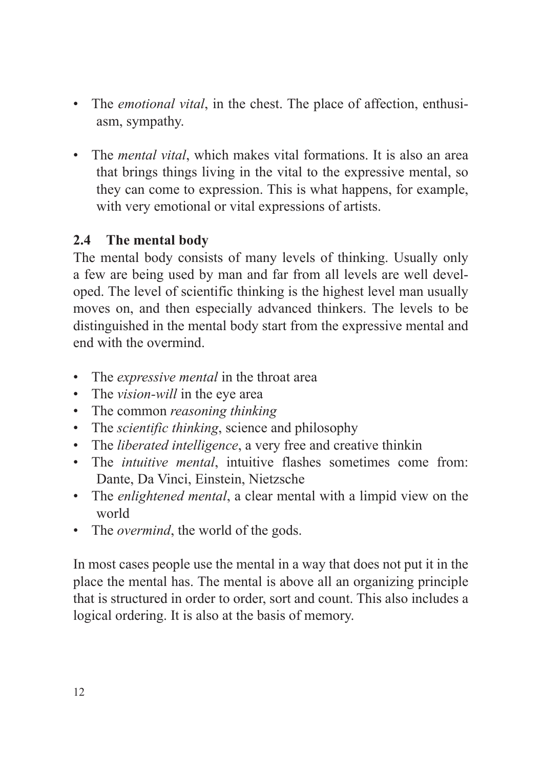- The *emotional vital*, in the chest. The place of affection, enthusiasm, sympathy.

- The *mental vital*, which makes vital formations. It is also an area that brings things living in the vital to the expressive mental, so they can come to expression. This is what happens, for example, with very emotional or vital expressions of artists.

## 2.4 The mental body

The mental body consists of many levels of thinking. Usually only a few are being used by man and far from all levels are well developed. The level of scientific thinking is the highest level man usually moves on, and then especially advanced thinkers. The levels to be distinguished in the mental body start from the expressive mental and end with the overmind.

- The *expressive mental* in the throat area
- The *vision-will* in the eye area
- The common *reasoning thinking*
- The *scientific thinking*, science and philosophy
- The *liberated intelligence*, a very free and creative thinkin
- The *intuitive mental*, intuitive flashes sometimes come from: Dante, Da Vinci, Einstein, Nietzsche
- The *enlightened mental*, a clear mental with a limpid view on the world
- The *overmind*, the world of the gods.

In most cases people use the mental in a way that does not put it in the place the mental has. The mental is above all an organizing principle that is structured in order to order, sort and count. This also includes a logical ordering. It is also at the basis of memory.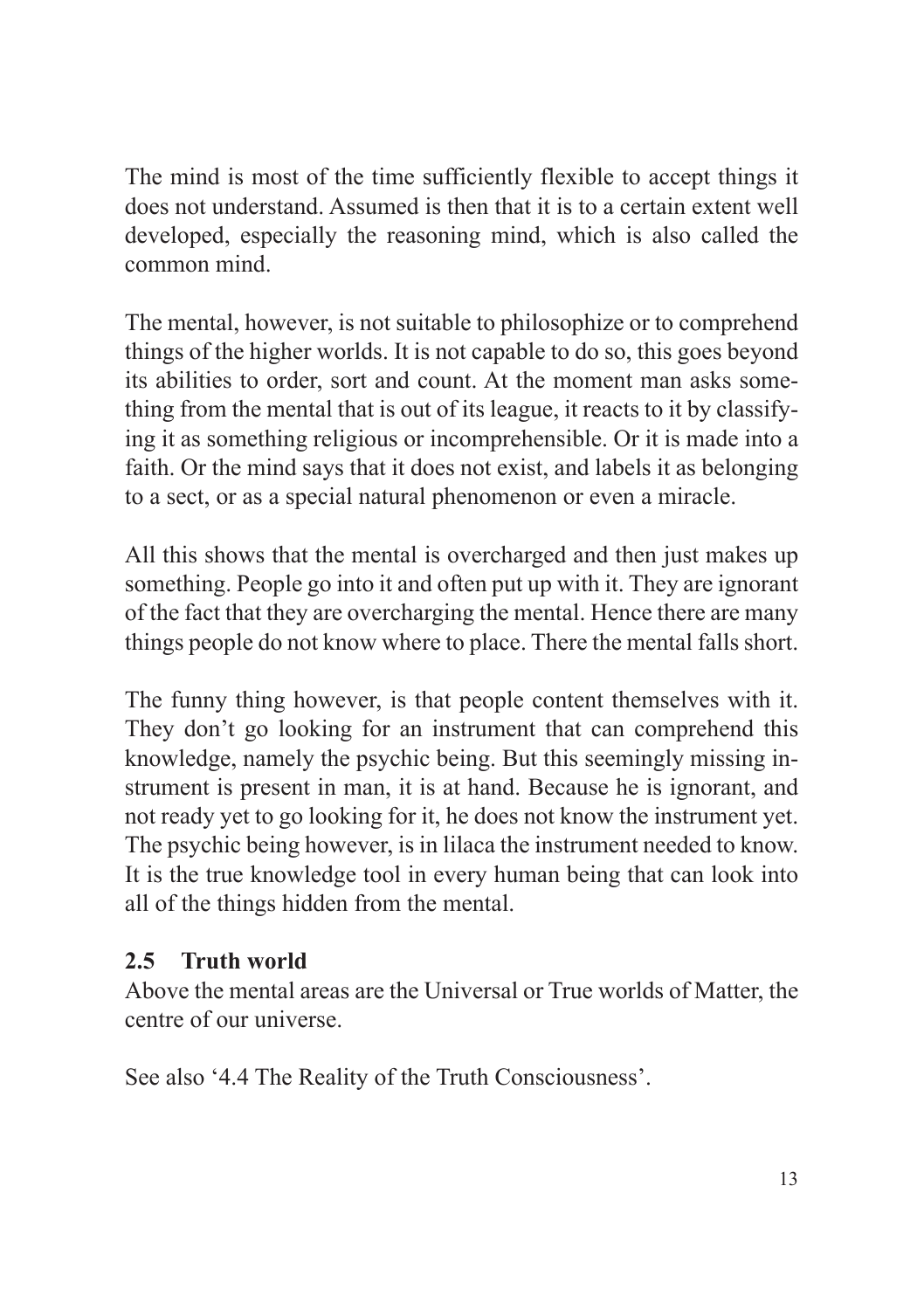The mind is most of the time sufficiently flexible to accept things it does not understand. Assumed is then that it is to a certain extent well developed, especially the reasoning mind, which is also called the common mind.

The mental, however, is not suitable to philosophize or to comprehend things of the higher worlds. It is not capable to do so, this goes beyond its abilities to order, sort and count. At the moment man asks something from the mental that is out of its league, it reacts to it by classifying it as something religious or incomprehensible. Or it is made into a faith. Or the mind says that it does not exist, and labels it as belonging to a sect, or as a special natural phenomenon or even a miracle.

All this shows that the mental is overcharged and then just makes up something. People go into it and often put up with it. They are ignorant of the fact that they are overcharging the mental. Hence there are many things people do not know where to place. There the mental falls short.

The funny thing however, is that people content themselves with it. They don't go looking for an instrument that can comprehend this knowledge, namely the psychic being. But this seemingly missing instrument is present in man, it is at hand. Because he is ignorant, and not ready yet to go looking for it, he does not know the instrument yet. The psychic being however, is in lilaca the instrument needed to know. It is the true knowledge tool in every human being that can look into all of the things hidden from the mental.

## 2.5 Truth world

Above the mental areas are the Universal or True worlds of Matter, the centre of our universe.

See also '4.4 The Reality of the Truth Consciousness'.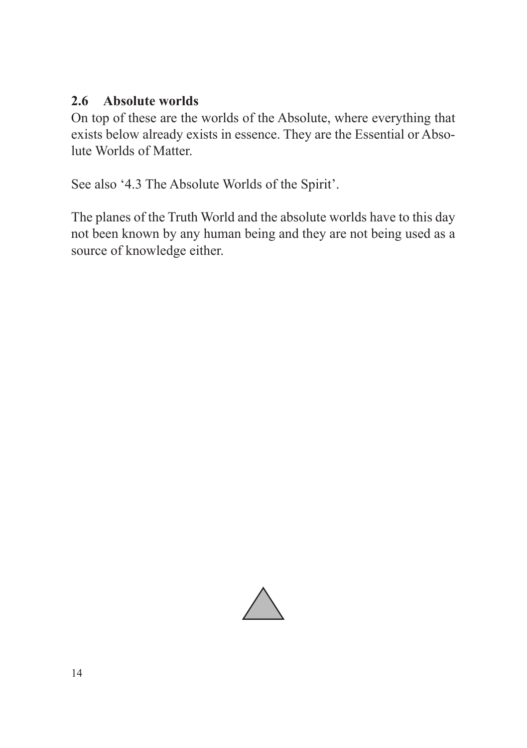## 2.6 Absolute worlds

On top of these are the worlds of the Absolute, where everything that exists below already exists in essence. They are the Essential or Absolute Worlds of Matter.

See also '4.3 The Absolute Worlds of the Spirit'.

The planes of the Truth World and the absolute worlds have to this day not been known by any human being and they are not being used as a source of knowledge either.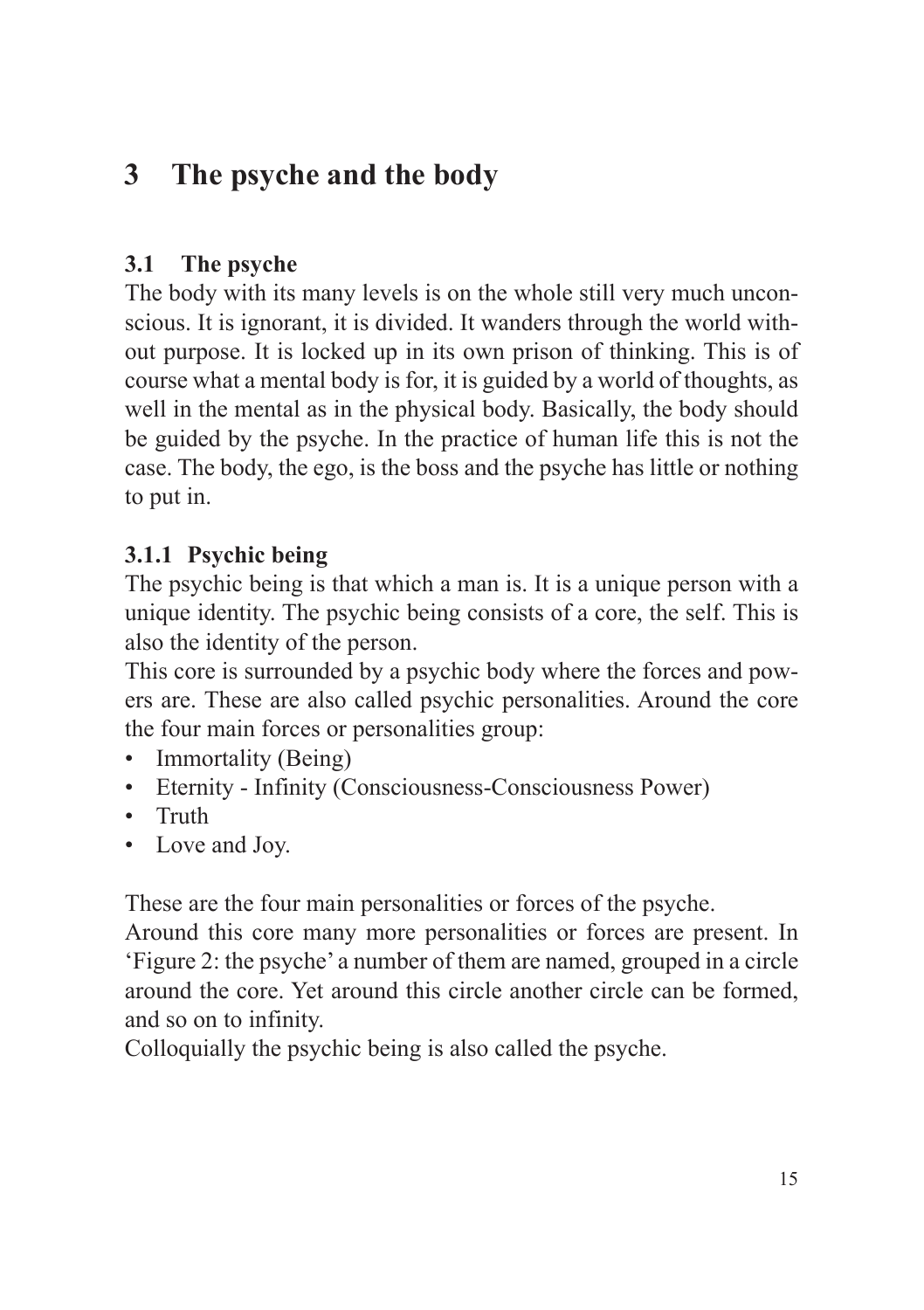# 3 The psyche and the body

## 3.1 The psyche

The body with its many levels is on the whole still very much unconscious. It is ignorant, it is divided. It wanders through the world without purpose. It is locked up in its own prison of thinking. This is of course what a mental body is for, it is guided by a world of thoughts, as well in the mental as in the physical body. Basically, the body should be guided by the psyche. In the practice of human life this is not the case. The body, the ego, is the boss and the psyche has little or nothing to put in.

### 3.1.1 Psychic being

The psychic being is that which a man is. It is a unique person with a unique identity. The psychic being consists of a core, the self. This is also the identity of the person.

This core is surrounded by a psychic body where the forces and powers are. These are also called psychic personalities. Around the core the four main forces or personalities group:

- Immortality (Being)
- Eternity - Infinity (Consciousness-Consciousness Power)
- Truth
- Love and Joy.

These are the four main personalities or forces of the psyche.

Around this core many more personalities or forces are present. In 'Figure 2: the psyche' a number of them are named, grouped in a circle around the core. Yet around this circle another circle can be formed, and so on to infinity.

Colloquially the psychic being is also called the psyche.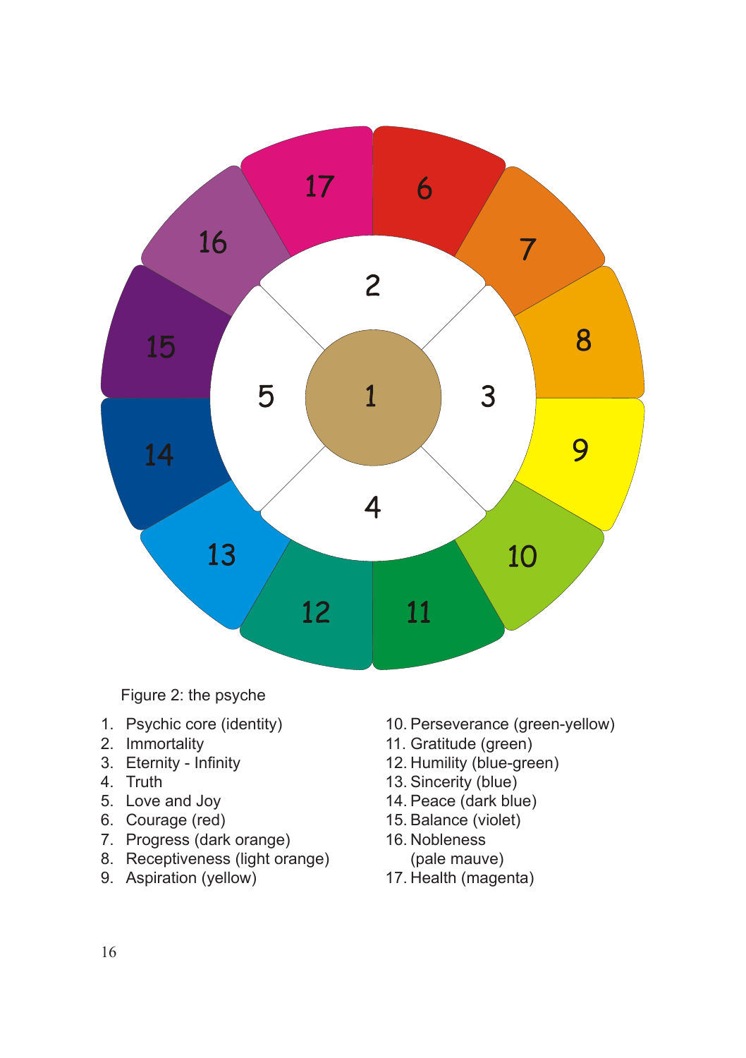Figure 2: the psyche

1. Psychic core (identity)
2. Immortality
3. Eternity - Infinity
4. Truth
5. Love and Joy
6. Courage (red)
7. Progress (dark orange)
8. Receptiveness (light orange)
9. Aspiration (yellow)
10. Perseverance (green-yellow)
11. Gratitude (green)
12. Humility (blue-green)
13. Sincerity (blue)
14. Peace (dark blue)
15. Balance (violet)
16. Nobleness (pale mauve)
17. Health (magenta)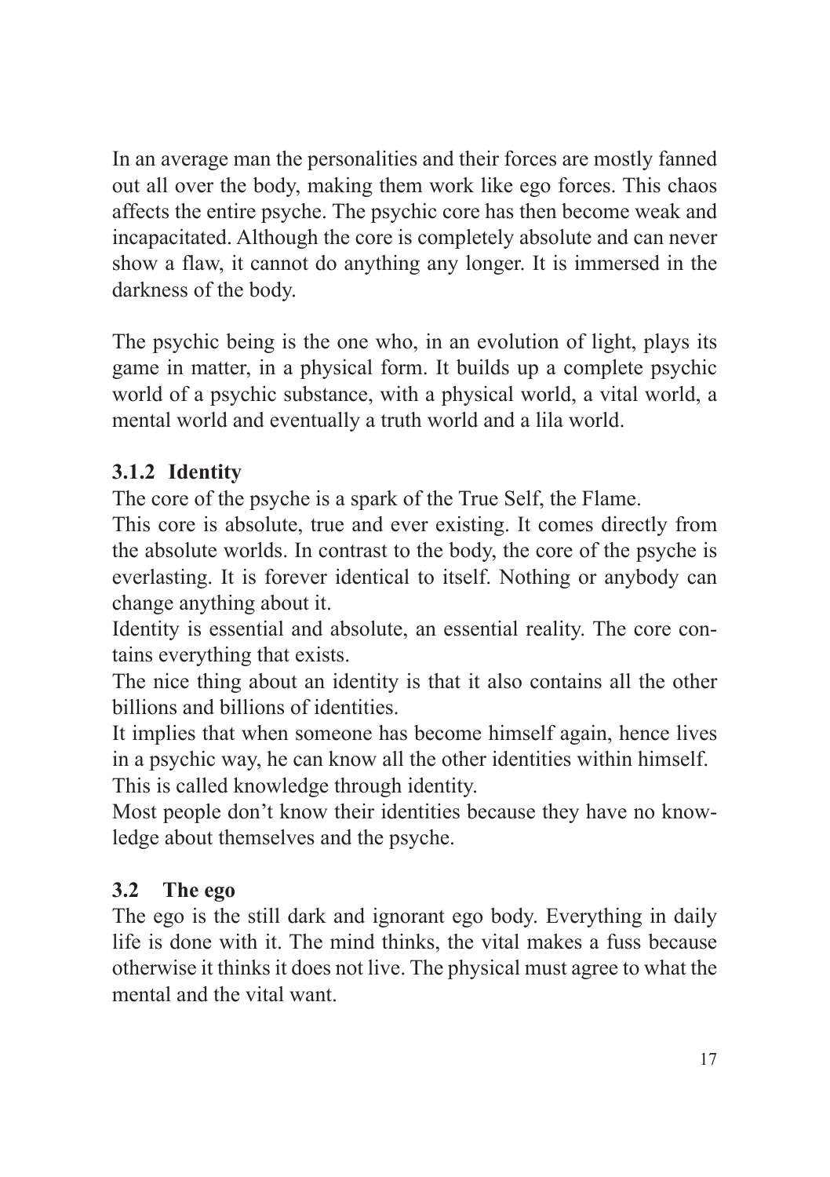In an average man the personalities and their forces are mostly fanned out all over the body, making them work like ego forces. This chaos affects the entire psyche. The psychic core has then become weak and incapacitated. Although the core is completely absolute and can never show a flaw, it cannot do anything any longer. It is immersed in the darkness of the body.

The psychic being is the one who, in an evolution of light, plays its game in matter, in a physical form. It builds up a complete psychic world of a psychic substance, with a physical world, a vital world, a mental world and eventually a truth world and a lila world.

### 3.1.2 Identity

The core of the psyche is a spark of the True Self, the Flame.

This core is absolute, true and ever existing. It comes directly from the absolute worlds. In contrast to the body, the core of the psyche is everlasting. It is forever identical to itself. Nothing or anybody can change anything about it.

Identity is essential and absolute, an essential reality. The core contains everything that exists.

The nice thing about an identity is that it also contains all the other billions and billions of identities.

It implies that when someone has become himself again, hence lives in a psychic way, he can know all the other identities within himself.

This is called knowledge through identity.

Most people don't know their identities because they have no knowledge about themselves and the psyche.

## 3.2 The ego

The ego is the still dark and ignorant ego body. Everything in daily life is done with it. The mind thinks, the vital makes a fuss because otherwise it thinks it does not live. The physical must agree to what the mental and the vital want.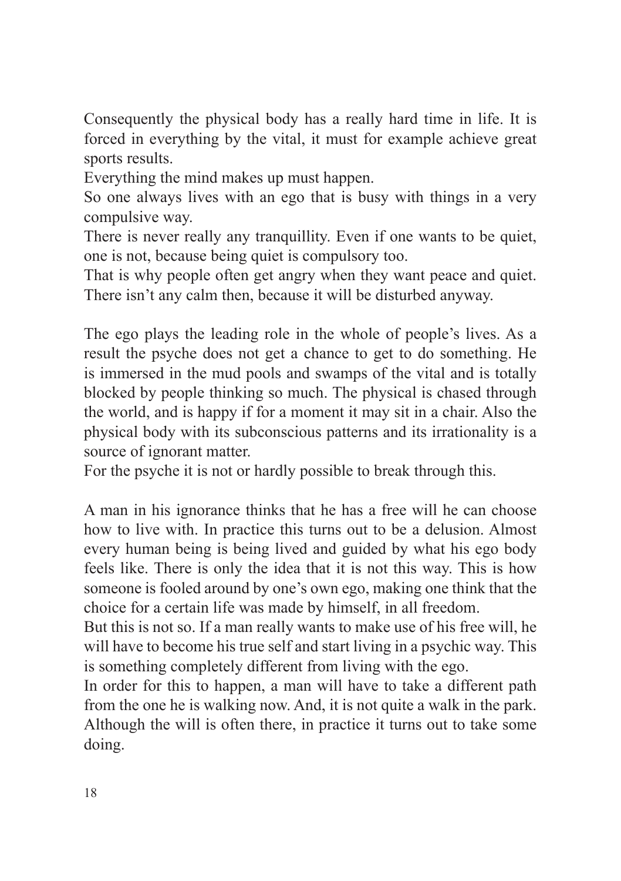Consequently the physical body has a really hard time in life. It is forced in everything by the vital, it must for example achieve great sports results.

Everything the mind makes up must happen.

So one always lives with an ego that is busy with things in a very compulsive way.

There is never really any tranquillity. Even if one wants to be quiet, one is not, because being quiet is compulsory too.

That is why people often get angry when they want peace and quiet. There isn't any calm then, because it will be disturbed anyway.

The ego plays the leading role in the whole of people's lives. As a result the psyche does not get a chance to get to do something. He is immersed in the mud pools and swamps of the vital and is totally blocked by people thinking so much. The physical is chased through the world, and is happy if for a moment it may sit in a chair. Also the physical body with its subconscious patterns and its irrationality is a source of ignorant matter.

For the psyche it is not or hardly possible to break through this.

A man in his ignorance thinks that he has a free will he can choose how to live with. In practice this turns out to be a delusion. Almost every human being is being lived and guided by what his ego body feels like. There is only the idea that it is not this way. This is how someone is fooled around by one's own ego, making one think that the choice for a certain life was made by himself, in all freedom.

But this is not so. If a man really wants to make use of his free will, he will have to become his true self and start living in a psychic way. This is something completely different from living with the ego.

In order for this to happen, a man will have to take a different path from the one he is walking now. And, it is not quite a walk in the park. Although the will is often there, in practice it turns out to take some doing.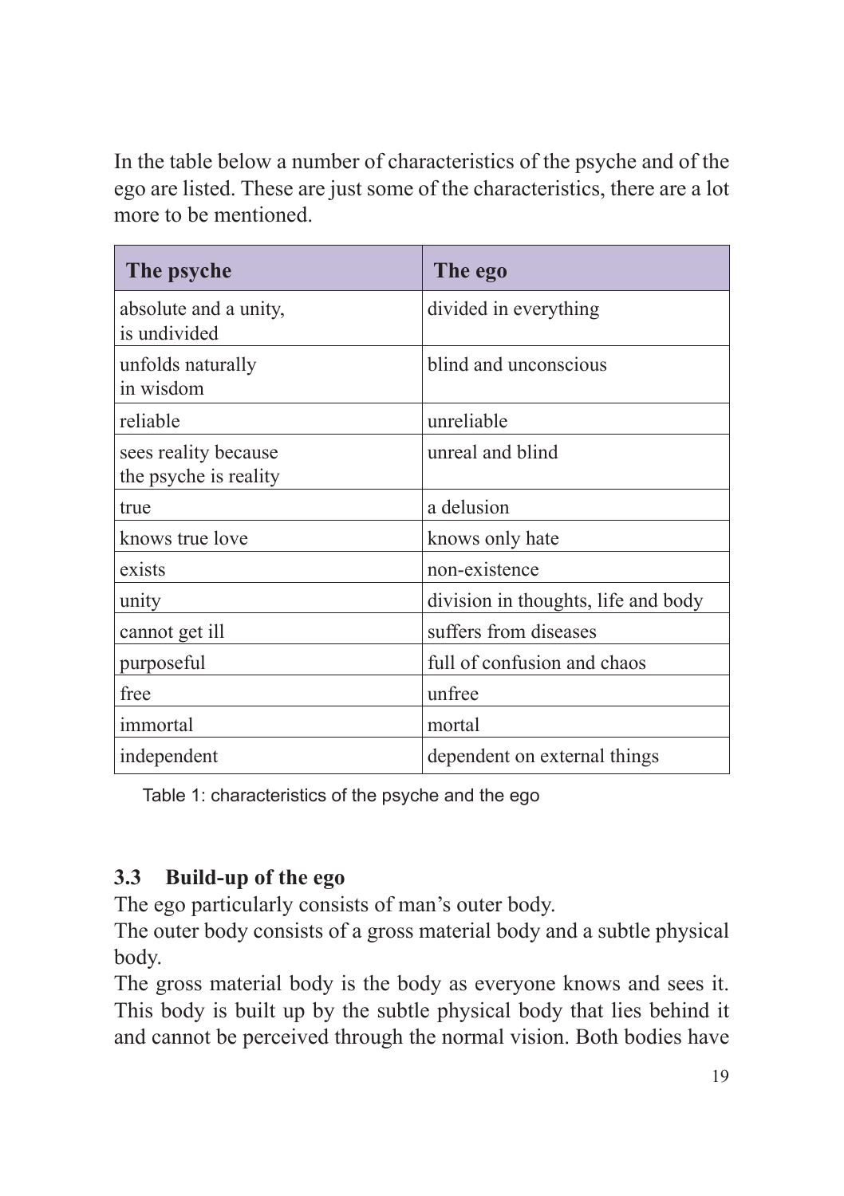In the table below a number of characteristics of the psyche and of the ego are listed. These are just some of the characteristics, there are a lot more to be mentioned.

| The psyche | The ego |
|---|---|
| absolute and a unity, is undivided | divided in everything |
| unfolds naturally in wisdom | blind and unconscious |
| reliable | unreliable |
| sees reality because the psyche is reality | unreal and blind |
| true | a delusion |
| knows true love | knows only hate |
| exists | non-existence |
| unity | division in thoughts, life and body |
| cannot get ill | suffers from diseases |
| purposeful | full of confusion and chaos |
| free | unfree |
| immortal | mortal |
| independent | dependent on external things |

Table 1: characteristics of the psyche and the ego

### 3.3 Build-up of the ego

The ego particularly consists of man's outer body.
The outer body consists of a gross material body and a subtle physical body.
The gross material body is the body as everyone knows and sees it. This body is built up by the subtle physical body that lies behind it and cannot be perceived through the normal vision. Both bodies have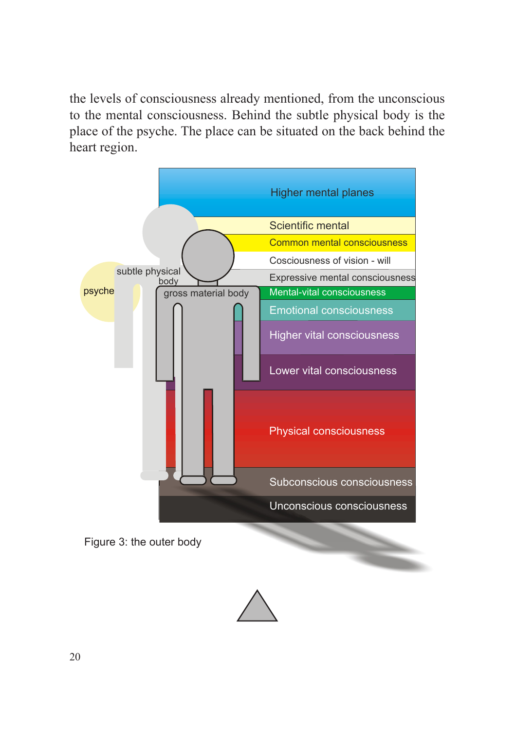the levels of consciousness already mentioned, from the unconscious to the mental consciousness. Behind the subtle physical body is the place of the psyche. The place can be situated on the back behind the heart region.

Higher mental planes

Scientific mental

Common mental consciousness

Cosciousness of vision - will

Expressive mental consciousness

Mental-vital consciousness

Emotional consciousness

Higher vital consciousness

Lower vital consciousness

Physical consciousness

Subconscious consciousness

Unconscious consciousness

psyche

subtle physical body

gross material body

Figure 3: the outer body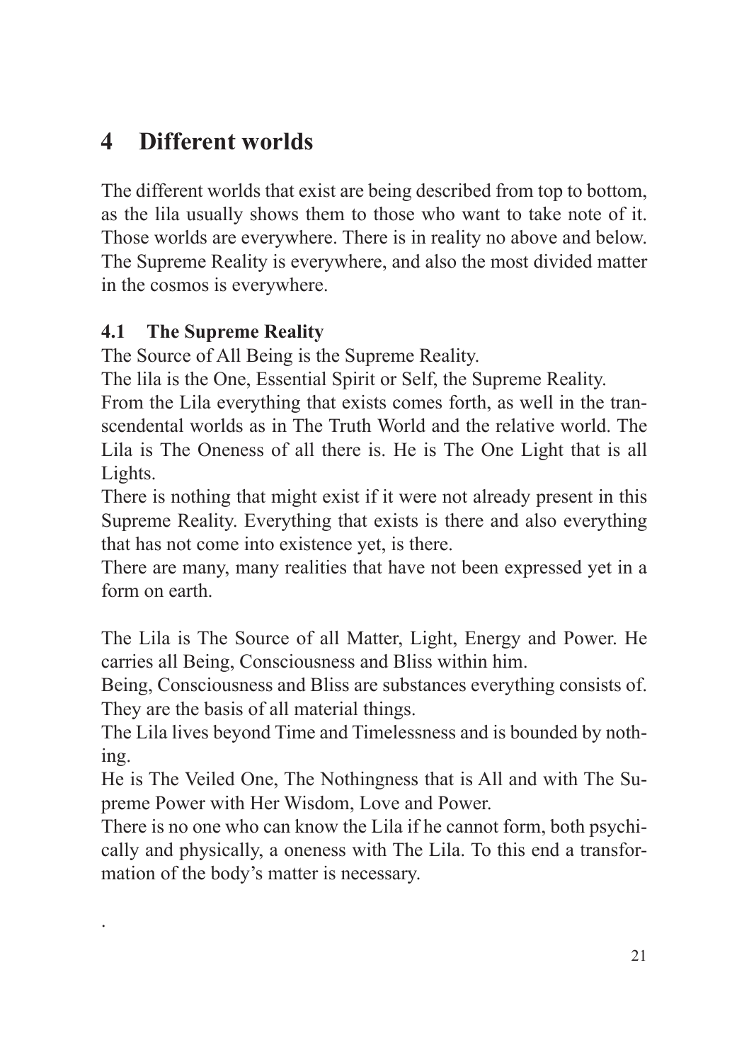# 4 Different worlds

The different worlds that exist are being described from top to bottom, as the lila usually shows them to those who want to take note of it. Those worlds are everywhere. There is in reality no above and below. The Supreme Reality is everywhere, and also the most divided matter in the cosmos is everywhere.

## 4.1 The Supreme Reality

The Source of All Being is the Supreme Reality.

The lila is the One, Essential Spirit or Self, the Supreme Reality.

From the Lila everything that exists comes forth, as well in the transcendental worlds as in The Truth World and the relative world. The Lila is The Oneness of all there is. He is The One Light that is all Lights.

There is nothing that might exist if it were not already present in this Supreme Reality. Everything that exists is there and also everything that has not come into existence yet, is there.

There are many, many realities that have not been expressed yet in a form on earth.

The Lila is The Source of all Matter, Light, Energy and Power. He carries all Being, Consciousness and Bliss within him.

Being, Consciousness and Bliss are substances everything consists of. They are the basis of all material things.

The Lila lives beyond Time and Timelessness and is bounded by nothing.

He is The Veiled One, The Nothingness that is All and with The Supreme Power with Her Wisdom, Love and Power.

There is no one who can know the Lila if he cannot form, both psychically and physically, a oneness with The Lila. To this end a transformation of the body's matter is necessary.

.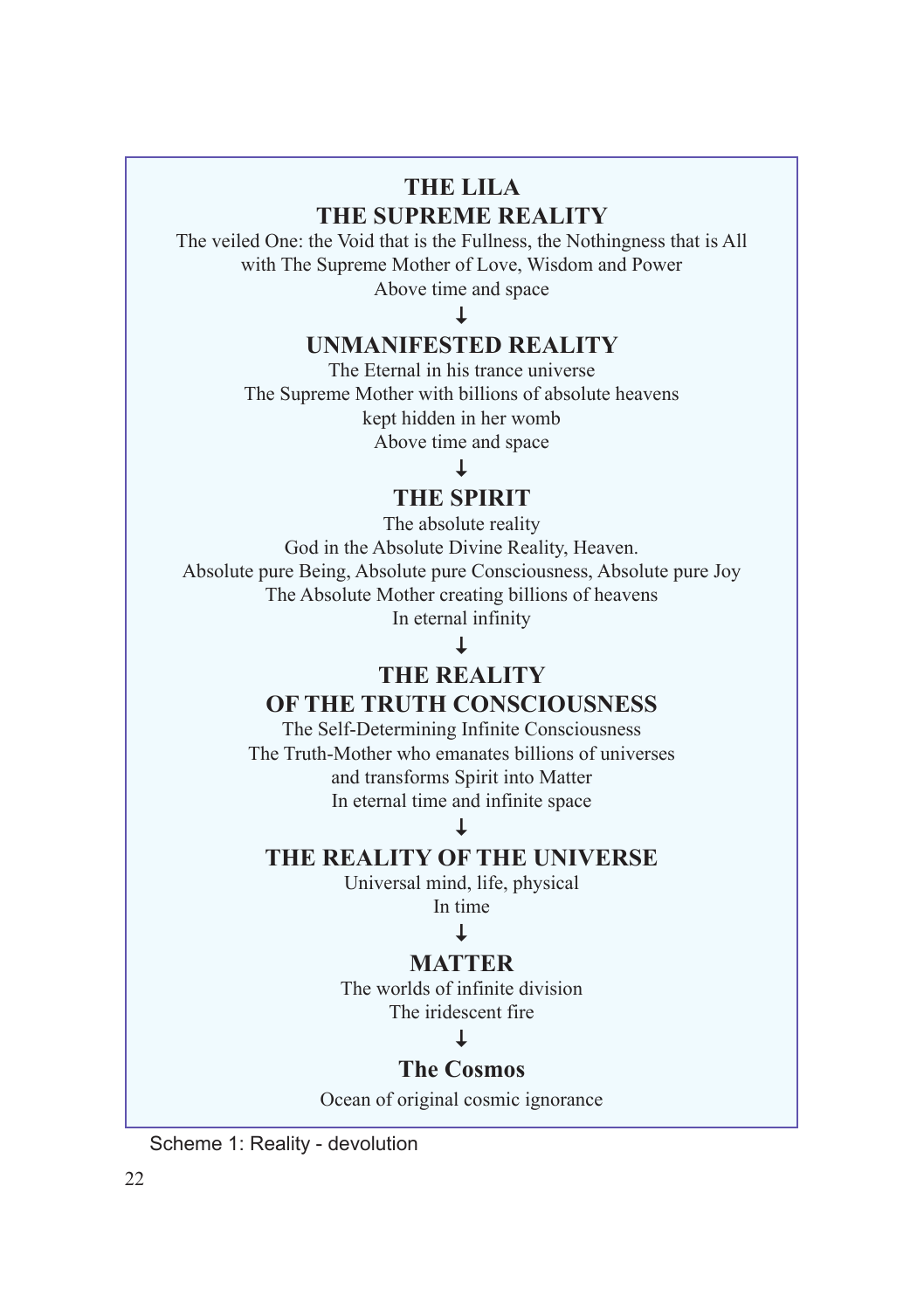**THE LILA**
**THE SUPREME REALITY**

The veiled One: the Void that is the Fullness, the Nothingness that is All
with The Supreme Mother of Love, Wisdom and Power
Above time and space

↓

**UNMANIFESTED REALITY**

The Eternal in his trance universe
The Supreme Mother with billions of absolute heavens
kept hidden in her womb
Above time and space

↓

**THE SPIRIT**

The absolute reality
God in the Absolute Divine Reality, Heaven.
Absolute pure Being, Absolute pure Consciousness, Absolute pure Joy
The Absolute Mother creating billions of heavens
In eternal infinity

↓

**THE REALITY**
**OF THE TRUTH CONSCIOUSNESS**

The Self-Determining Infinite Consciousness
The Truth-Mother who emanates billions of universes
and transforms Spirit into Matter
In eternal time and infinite space

↓

**THE REALITY OF THE UNIVERSE**

Universal mind, life, physical
In time

↓

**MATTER**

The worlds of infinite division
The iridescent fire

↓

**The Cosmos**

Ocean of original cosmic ignorance

Scheme 1: Reality - devolution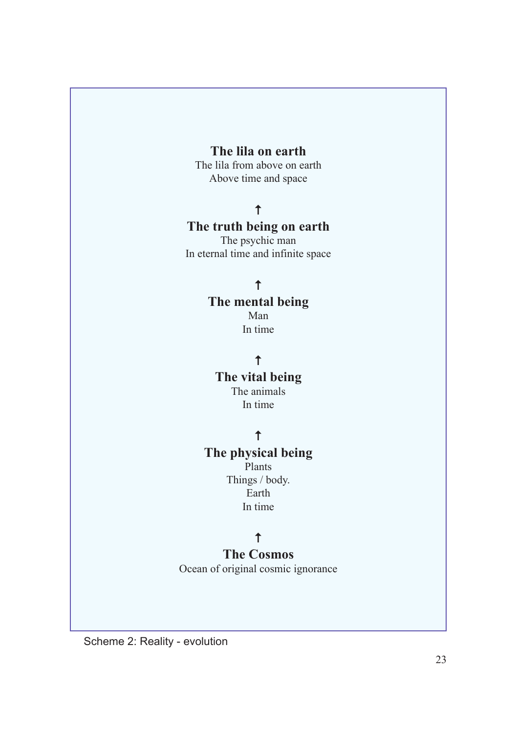**The lila on earth**
The lila from above on earth
Above time and space

↑

**The truth being on earth**
The psychic man
In eternal time and infinite space

↑

**The mental being**
Man
In time

↑

**The vital being**
The animals
In time

↑

**The physical being**
Plants
Things / body.
Earth
In time

↑

**The Cosmos**
Ocean of original cosmic ignorance

Scheme 2: Reality - evolution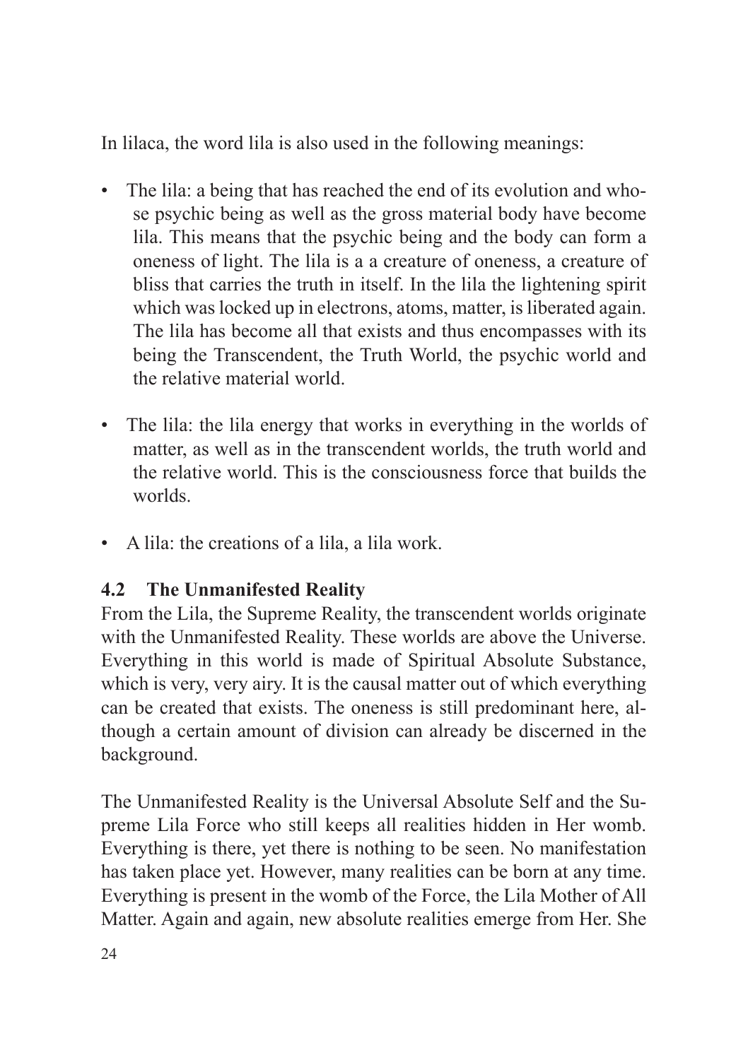In lilaca, the word lila is also used in the following meanings:

- The lila: a being that has reached the end of its evolution and whose psychic being as well as the gross material body have become lila. This means that the psychic being and the body can form a oneness of light. The lila is a a creature of oneness, a creature of bliss that carries the truth in itself. In the lila the lightening spirit which was locked up in electrons, atoms, matter, is liberated again. The lila has become all that exists and thus encompasses with its being the Transcendent, the Truth World, the psychic world and the relative material world.

- The lila: the lila energy that works in everything in the worlds of matter, as well as in the transcendent worlds, the truth world and the relative world. This is the consciousness force that builds the worlds.

- A lila: the creations of a lila, a lila work.

### 4.2 The Unmanifested Reality

From the Lila, the Supreme Reality, the transcendent worlds originate with the Unmanifested Reality. These worlds are above the Universe. Everything in this world is made of Spiritual Absolute Substance, which is very, very airy. It is the causal matter out of which everything can be created that exists. The oneness is still predominant here, although a certain amount of division can already be discerned in the background.

The Unmanifested Reality is the Universal Absolute Self and the Supreme Lila Force who still keeps all realities hidden in Her womb. Everything is there, yet there is nothing to be seen. No manifestation has taken place yet. However, many realities can be born at any time. Everything is present in the womb of the Force, the Lila Mother of All Matter. Again and again, new absolute realities emerge from Her. She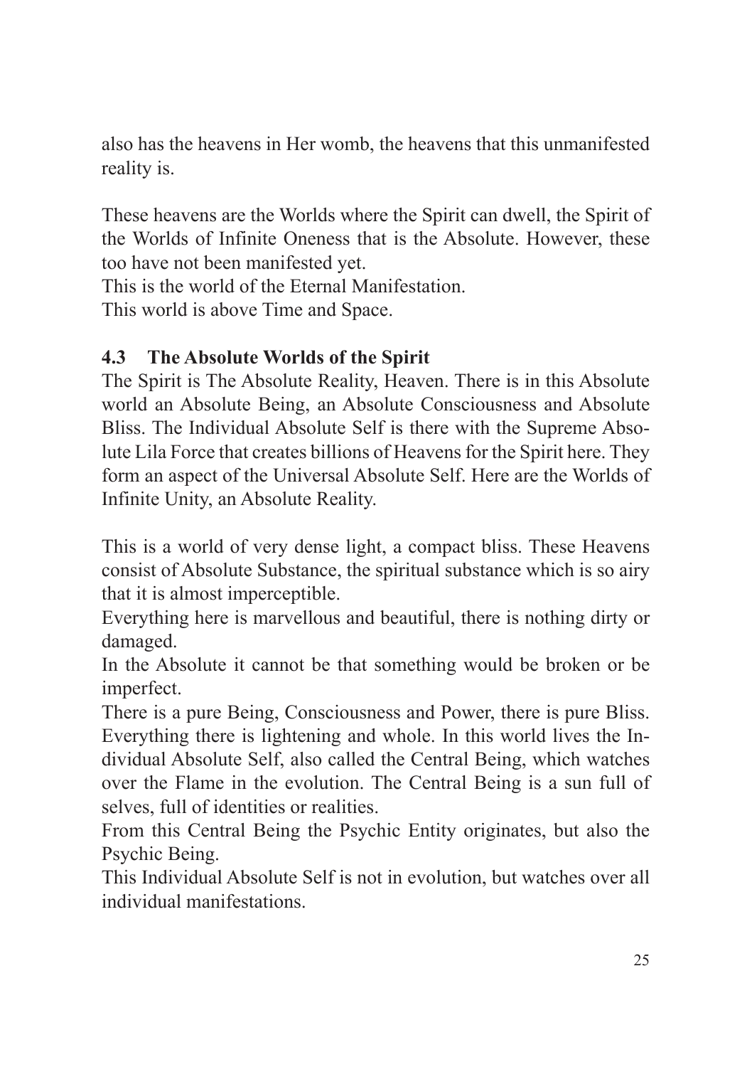also has the heavens in Her womb, the heavens that this unmanifested reality is.

These heavens are the Worlds where the Spirit can dwell, the Spirit of the Worlds of Infinite Oneness that is the Absolute. However, these too have not been manifested yet.
This is the world of the Eternal Manifestation.
This world is above Time and Space.

### 4.3 The Absolute Worlds of the Spirit

The Spirit is The Absolute Reality, Heaven. There is in this Absolute world an Absolute Being, an Absolute Consciousness and Absolute Bliss. The Individual Absolute Self is there with the Supreme Absolute Lila Force that creates billions of Heavens for the Spirit here. They form an aspect of the Universal Absolute Self. Here are the Worlds of Infinite Unity, an Absolute Reality.

This is a world of very dense light, a compact bliss. These Heavens consist of Absolute Substance, the spiritual substance which is so airy that it is almost imperceptible.
Everything here is marvellous and beautiful, there is nothing dirty or damaged.
In the Absolute it cannot be that something would be broken or be imperfect.
There is a pure Being, Consciousness and Power, there is pure Bliss. Everything there is lightening and whole. In this world lives the Individual Absolute Self, also called the Central Being, which watches over the Flame in the evolution. The Central Being is a sun full of selves, full of identities or realities.
From this Central Being the Psychic Entity originates, but also the Psychic Being.
This Individual Absolute Self is not in evolution, but watches over all individual manifestations.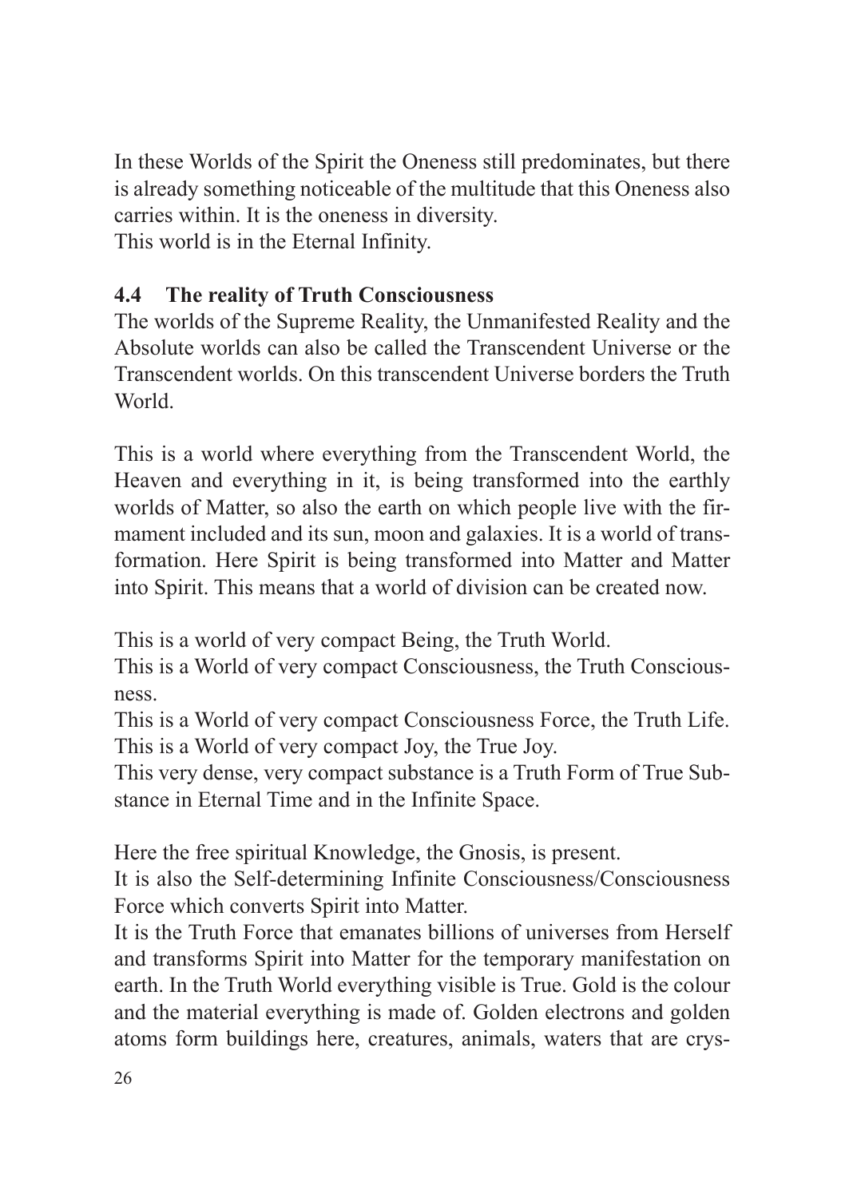In these Worlds of the Spirit the Oneness still predominates, but there is already something noticeable of the multitude that this Oneness also carries within. It is the oneness in diversity.
This world is in the Eternal Infinity.

### 4.4 The reality of Truth Consciousness

The worlds of the Supreme Reality, the Unmanifested Reality and the Absolute worlds can also be called the Transcendent Universe or the Transcendent worlds. On this transcendent Universe borders the Truth World.

This is a world where everything from the Transcendent World, the Heaven and everything in it, is being transformed into the earthly worlds of Matter, so also the earth on which people live with the firmament included and its sun, moon and galaxies. It is a world of transformation. Here Spirit is being transformed into Matter and Matter into Spirit. This means that a world of division can be created now.

This is a world of very compact Being, the Truth World.
This is a World of very compact Consciousness, the Truth Consciousness.
This is a World of very compact Consciousness Force, the Truth Life.
This is a World of very compact Joy, the True Joy.
This very dense, very compact substance is a Truth Form of True Substance in Eternal Time and in the Infinite Space.

Here the free spiritual Knowledge, the Gnosis, is present.
It is also the Self-determining Infinite Consciousness/Consciousness Force which converts Spirit into Matter.
It is the Truth Force that emanates billions of universes from Herself and transforms Spirit into Matter for the temporary manifestation on earth. In the Truth World everything visible is True. Gold is the colour and the material everything is made of. Golden electrons and golden atoms form buildings here, creatures, animals, waters that are crys-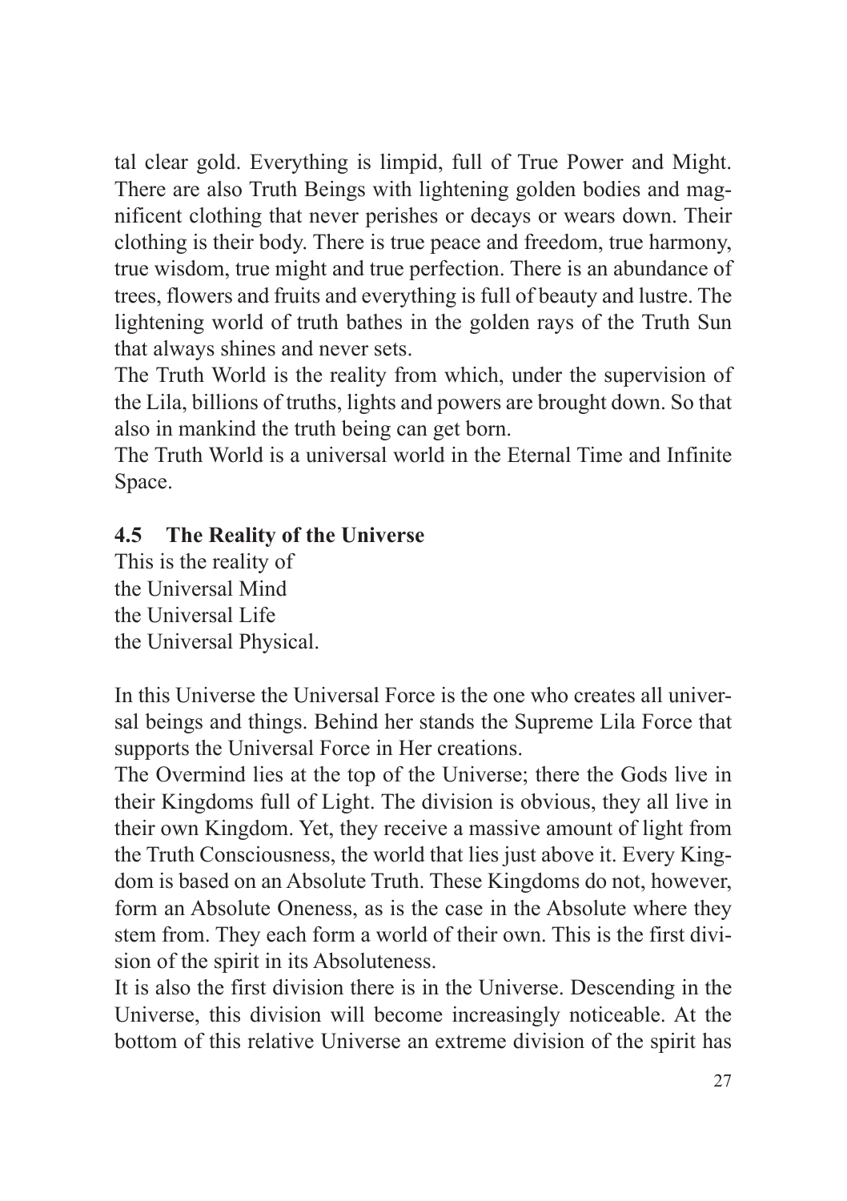tal clear gold. Everything is limpid, full of True Power and Might. There are also Truth Beings with lightening golden bodies and magnificent clothing that never perishes or decays or wears down. Their clothing is their body. There is true peace and freedom, true harmony, true wisdom, true might and true perfection. There is an abundance of trees, flowers and fruits and everything is full of beauty and lustre. The lightening world of truth bathes in the golden rays of the Truth Sun that always shines and never sets.

The Truth World is the reality from which, under the supervision of the Lila, billions of truths, lights and powers are brought down. So that also in mankind the truth being can get born.

The Truth World is a universal world in the Eternal Time and Infinite Space.

### 4.5 The Reality of the Universe

This is the reality of
the Universal Mind
the Universal Life
the Universal Physical.

In this Universe the Universal Force is the one who creates all universal beings and things. Behind her stands the Supreme Lila Force that supports the Universal Force in Her creations.

The Overmind lies at the top of the Universe; there the Gods live in their Kingdoms full of Light. The division is obvious, they all live in their own Kingdom. Yet, they receive a massive amount of light from the Truth Consciousness, the world that lies just above it. Every Kingdom is based on an Absolute Truth. These Kingdoms do not, however, form an Absolute Oneness, as is the case in the Absolute where they stem from. They each form a world of their own. This is the first division of the spirit in its Absoluteness.

It is also the first division there is in the Universe. Descending in the Universe, this division will become increasingly noticeable. At the bottom of this relative Universe an extreme division of the spirit has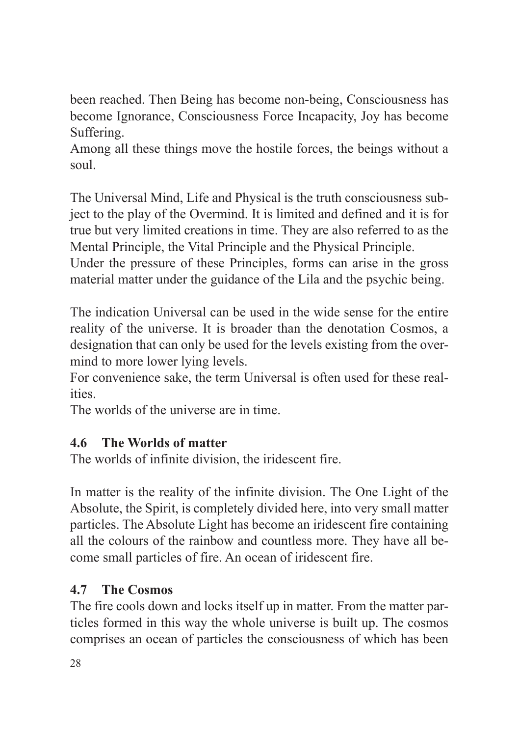been reached. Then Being has become non-being, Consciousness has become Ignorance, Consciousness Force Incapacity, Joy has become Suffering.
Among all these things move the hostile forces, the beings without a soul.

The Universal Mind, Life and Physical is the truth consciousness subject to the play of the Overmind. It is limited and defined and it is for true but very limited creations in time. They are also referred to as the Mental Principle, the Vital Principle and the Physical Principle.
Under the pressure of these Principles, forms can arise in the gross material matter under the guidance of the Lila and the psychic being.

The indication Universal can be used in the wide sense for the entire reality of the universe. It is broader than the denotation Cosmos, a designation that can only be used for the levels existing from the overmind to more lower lying levels.
For convenience sake, the term Universal is often used for these realities.
The worlds of the universe are in time.

### 4.6 The Worlds of matter

The worlds of infinite division, the iridescent fire.

In matter is the reality of the infinite division. The One Light of the Absolute, the Spirit, is completely divided here, into very small matter particles. The Absolute Light has become an iridescent fire containing all the colours of the rainbow and countless more. They have all become small particles of fire. An ocean of iridescent fire.

### 4.7 The Cosmos

The fire cools down and locks itself up in matter. From the matter particles formed in this way the whole universe is built up. The cosmos comprises an ocean of particles the consciousness of which has been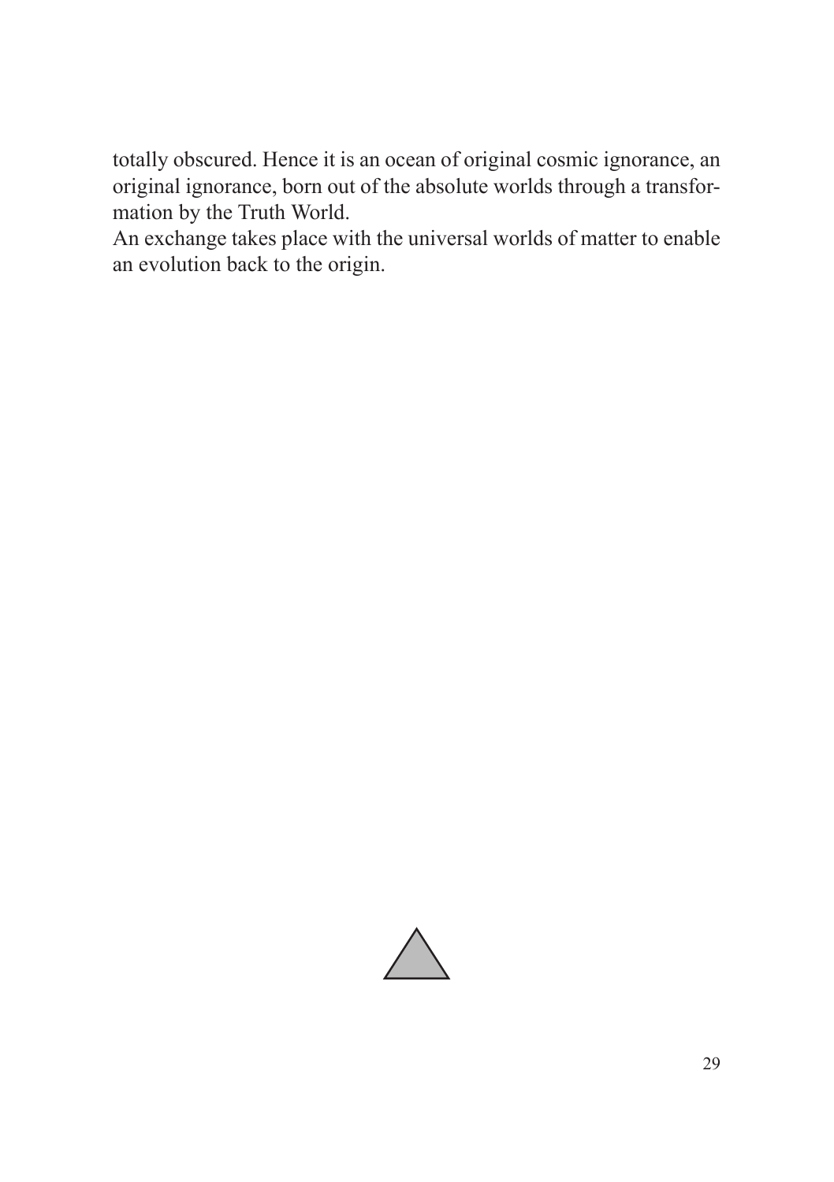totally obscured. Hence it is an ocean of original cosmic ignorance, an original ignorance, born out of the absolute worlds through a transformation by the Truth World.

An exchange takes place with the universal worlds of matter to enable an evolution back to the origin.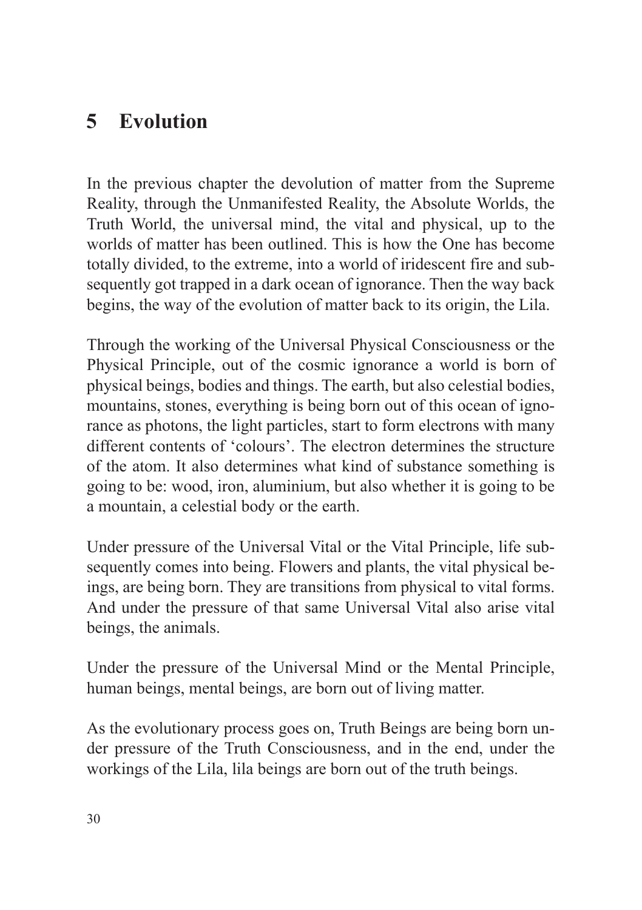# 5 Evolution

In the previous chapter the devolution of matter from the Supreme Reality, through the Unmanifested Reality, the Absolute Worlds, the Truth World, the universal mind, the vital and physical, up to the worlds of matter has been outlined. This is how the One has become totally divided, to the extreme, into a world of iridescent fire and subsequently got trapped in a dark ocean of ignorance. Then the way back begins, the way of the evolution of matter back to its origin, the Lila.

Through the working of the Universal Physical Consciousness or the Physical Principle, out of the cosmic ignorance a world is born of physical beings, bodies and things. The earth, but also celestial bodies, mountains, stones, everything is being born out of this ocean of ignorance as photons, the light particles, start to form electrons with many different contents of 'colours'. The electron determines the structure of the atom. It also determines what kind of substance something is going to be: wood, iron, aluminium, but also whether it is going to be a mountain, a celestial body or the earth.

Under pressure of the Universal Vital or the Vital Principle, life subsequently comes into being. Flowers and plants, the vital physical beings, are being born. They are transitions from physical to vital forms. And under the pressure of that same Universal Vital also arise vital beings, the animals.

Under the pressure of the Universal Mind or the Mental Principle, human beings, mental beings, are born out of living matter.

As the evolutionary process goes on, Truth Beings are being born under pressure of the Truth Consciousness, and in the end, under the workings of the Lila, lila beings are born out of the truth beings.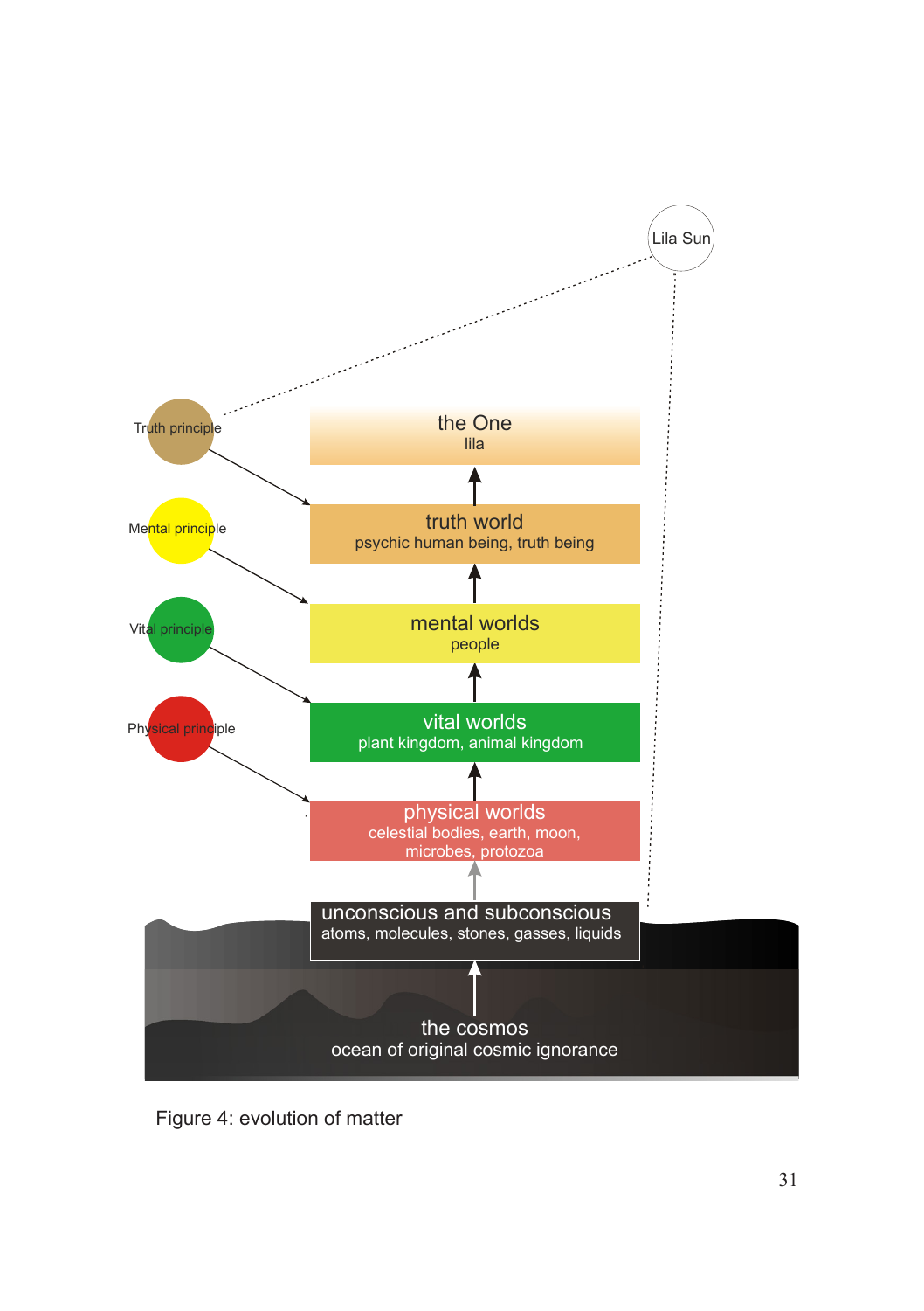Lila Sun

Truth principle

Mental principle

Vital principle

Physical principle

the One
lila

truth world
psychic human being, truth being

mental worlds
people

vital worlds
plant kingdom, animal kingdom

physical worlds
celestial bodies, earth, moon, microbes, protozoa

unconscious and subconscious
atoms, molecules, stones, gasses, liquids

the cosmos
ocean of original cosmic ignorance

Figure 4: evolution of matter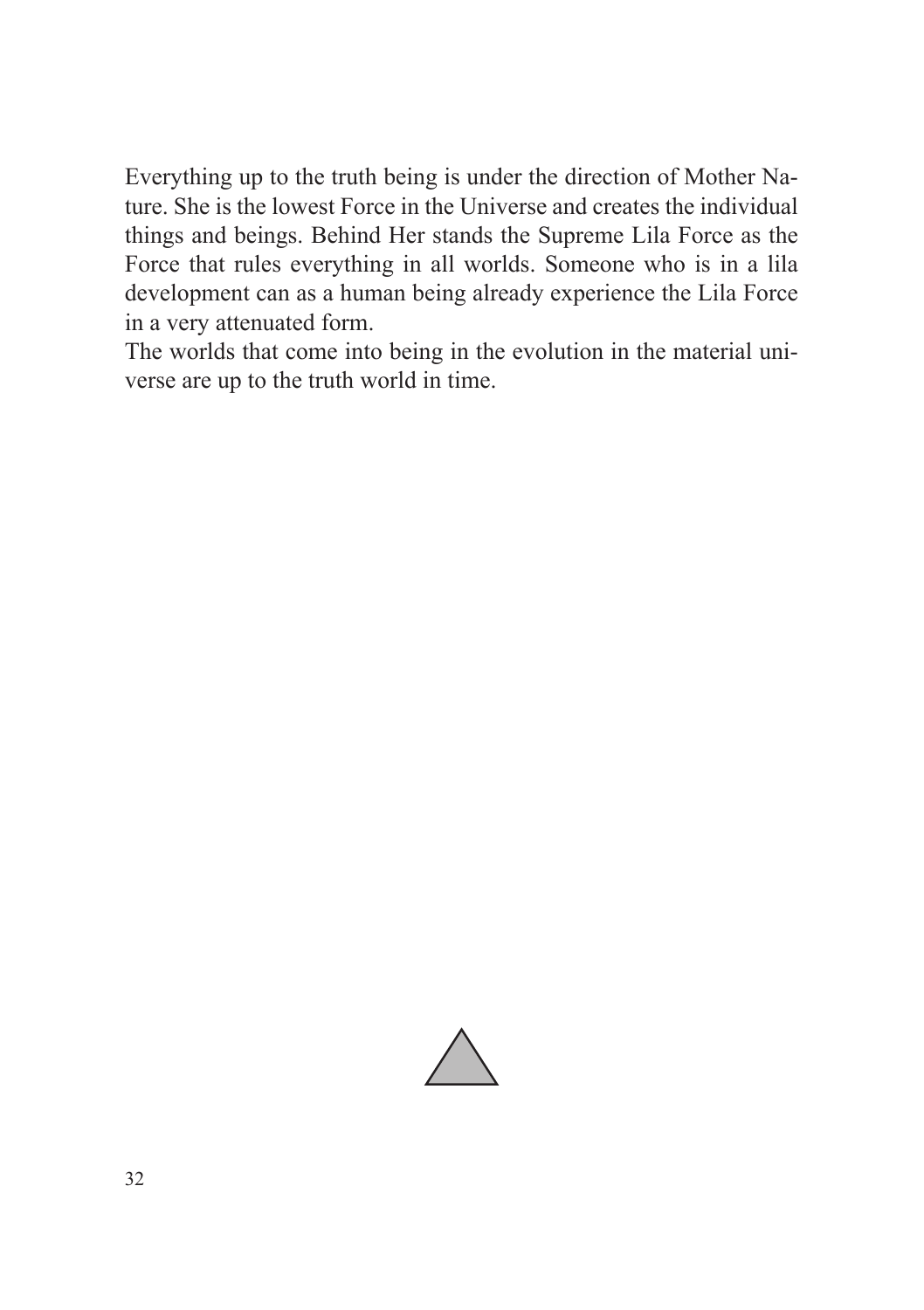Everything up to the truth being is under the direction of Mother Nature. She is the lowest Force in the Universe and creates the individual things and beings. Behind Her stands the Supreme Lila Force as the Force that rules everything in all worlds. Someone who is in a lila development can as a human being already experience the Lila Force in a very attenuated form.

The worlds that come into being in the evolution in the material universe are up to the truth world in time.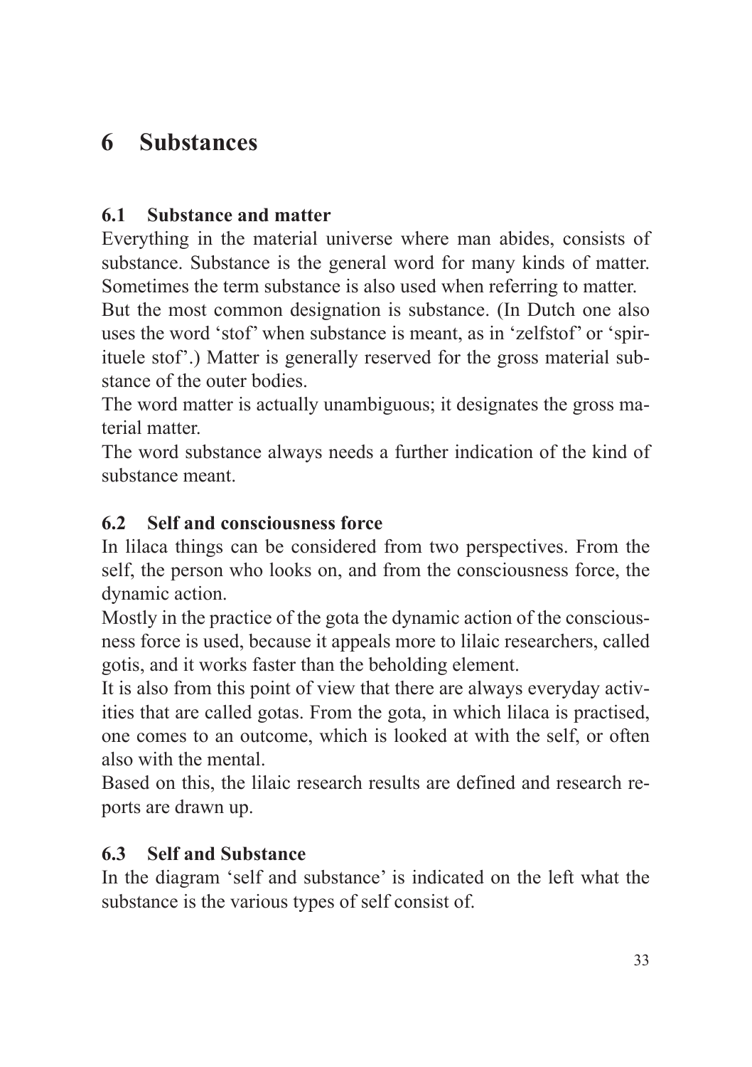# 6 Substances

## 6.1 Substance and matter

Everything in the material universe where man abides, consists of substance. Substance is the general word for many kinds of matter. Sometimes the term substance is also used when referring to matter.

But the most common designation is substance. (In Dutch one also uses the word 'stof' when substance is meant, as in 'zelfstof' or 'spirituele stof'.) Matter is generally reserved for the gross material substance of the outer bodies.

The word matter is actually unambiguous; it designates the gross material matter.

The word substance always needs a further indication of the kind of substance meant.

## 6.2 Self and consciousness force

In lilaca things can be considered from two perspectives. From the self, the person who looks on, and from the consciousness force, the dynamic action.

Mostly in the practice of the gota the dynamic action of the consciousness force is used, because it appeals more to lilaic researchers, called gotis, and it works faster than the beholding element.

It is also from this point of view that there are always everyday activities that are called gotas. From the gota, in which lilaca is practised, one comes to an outcome, which is looked at with the self, or often also with the mental.

Based on this, the lilaic research results are defined and research reports are drawn up.

## 6.3 Self and Substance

In the diagram 'self and substance' is indicated on the left what the substance is the various types of self consist of.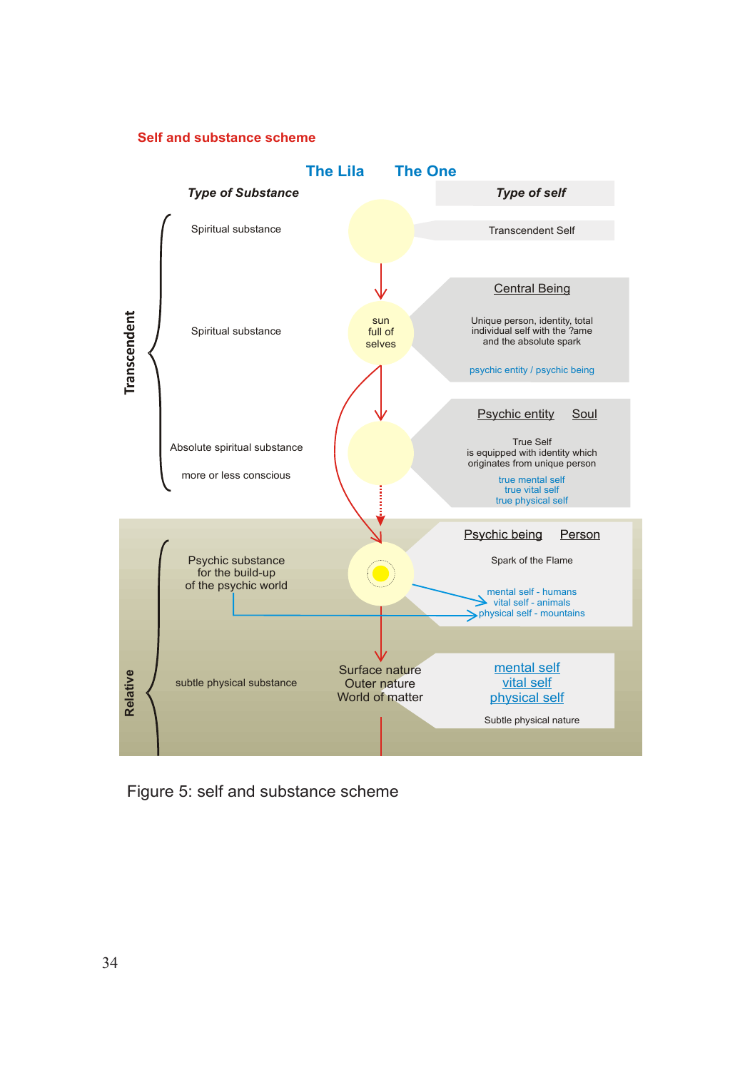## Self and substance scheme

**The Lila** **The One**

| *Type of Substance* | | *Type of self* |
|---|---|---|
| **Transcendent** | | |
| Spiritual substance | | Transcendent Self |
| Spiritual substance | sun full of selves | Central Being<br>Unique person, identity, total individual self with the ?ame and the absolute spark<br>psychic entity / psychic being |
| Absolute spiritual substance<br>more or less conscious | | Psychic entity Soul<br>True Self is equipped with identity which originates from unique person<br>true mental self<br>true vital self<br>true physical self |
| **Relative** | | |
| Psychic substance for the build-up of the psychic world | | Psychic being Person<br>Spark of the Flame<br>mental self - humans<br>vital self - animals<br>physical self - mountains |
| subtle physical substance | Surface nature<br>Outer nature<br>World of matter | mental self<br>vital self<br>physical self<br>Subtle physical nature |

Figure 5: self and substance scheme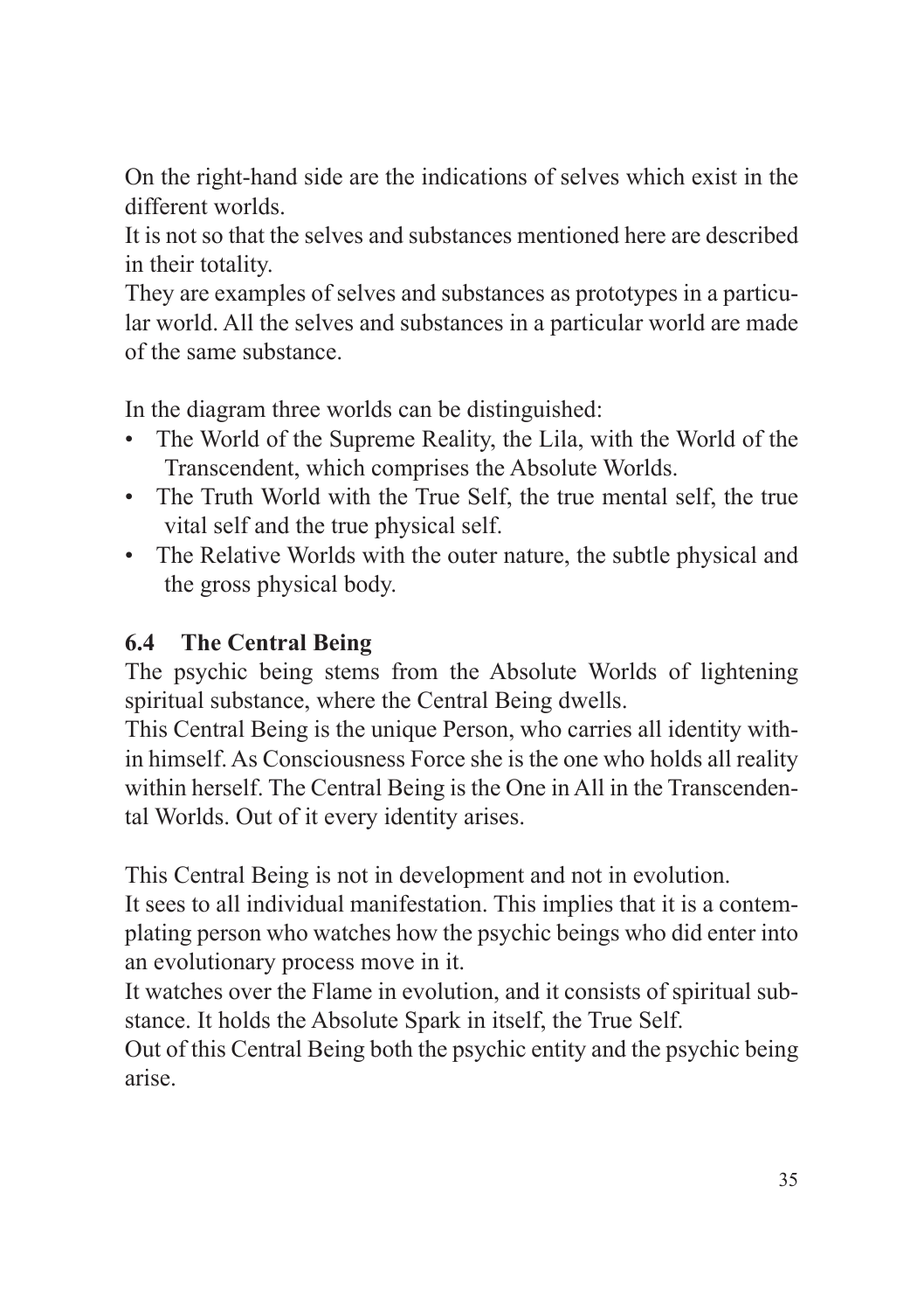On the right-hand side are the indications of selves which exist in the different worlds.

It is not so that the selves and substances mentioned here are described in their totality.

They are examples of selves and substances as prototypes in a particular world. All the selves and substances in a particular world are made of the same substance.

In the diagram three worlds can be distinguished:

- The World of the Supreme Reality, the Lila, with the World of the Transcendent, which comprises the Absolute Worlds.
- The Truth World with the True Self, the true mental self, the true vital self and the true physical self.
- The Relative Worlds with the outer nature, the subtle physical and the gross physical body.

## 6.4 The Central Being

The psychic being stems from the Absolute Worlds of lightening spiritual substance, where the Central Being dwells.

This Central Being is the unique Person, who carries all identity within himself. As Consciousness Force she is the one who holds all reality within herself. The Central Being is the One in All in the Transcendental Worlds. Out of it every identity arises.

This Central Being is not in development and not in evolution.

It sees to all individual manifestation. This implies that it is a contemplating person who watches how the psychic beings who did enter into an evolutionary process move in it.

It watches over the Flame in evolution, and it consists of spiritual substance. It holds the Absolute Spark in itself, the True Self.

Out of this Central Being both the psychic entity and the psychic being arise.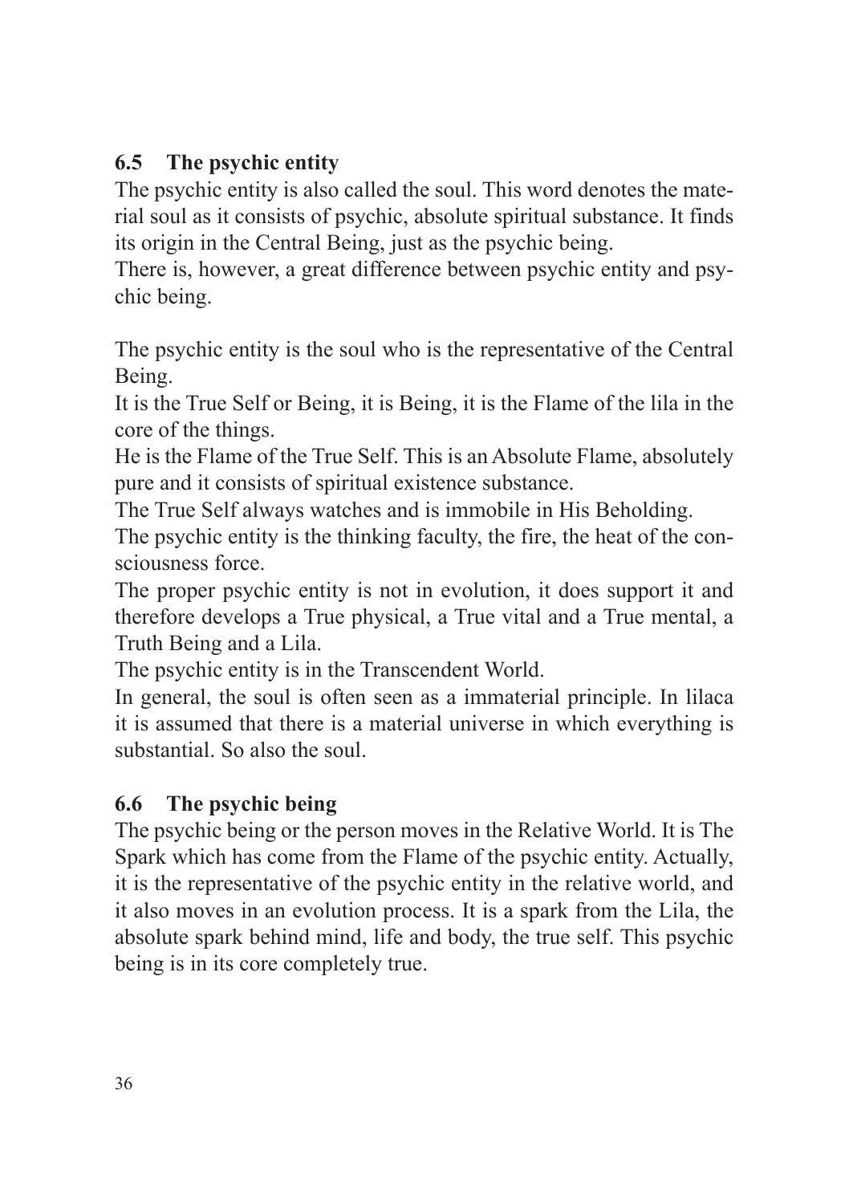## 6.5 The psychic entity

The psychic entity is also called the soul. This word denotes the material soul as it consists of psychic, absolute spiritual substance. It finds its origin in the Central Being, just as the psychic being.
There is, however, a great difference between psychic entity and psychic being.

The psychic entity is the soul who is the representative of the Central Being.
It is the True Self or Being, it is Being, it is the Flame of the lila in the core of the things.
He is the Flame of the True Self. This is an Absolute Flame, absolutely pure and it consists of spiritual existence substance.
The True Self always watches and is immobile in His Beholding.
The psychic entity is the thinking faculty, the fire, the heat of the consciousness force.
The proper psychic entity is not in evolution, it does support it and therefore develops a True physical, a True vital and a True mental, a Truth Being and a Lila.
The psychic entity is in the Transcendent World.
In general, the soul is often seen as a immaterial principle. In lilaca it is assumed that there is a material universe in which everything is substantial. So also the soul.

## 6.6 The psychic being

The psychic being or the person moves in the Relative World. It is The Spark which has come from the Flame of the psychic entity. Actually, it is the representative of the psychic entity in the relative world, and it also moves in an evolution process. It is a spark from the Lila, the absolute spark behind mind, life and body, the true self. This psychic being is in its core completely true.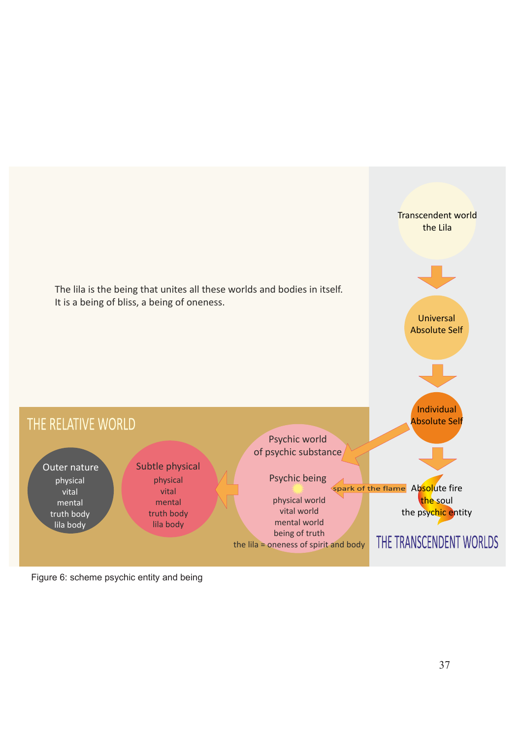The lila is the being that unites all these worlds and bodies in itself.
It is a being of bliss, a being of oneness.

THE RELATIVE WORLD

Outer nature
physical
vital
mental
truth body
lila body

Subtle physical
physical
vital
mental
truth body
lila body

Psychic world
of psychic substance

Psychic being
physical world
vital world
mental world
being of truth
the lila = oneness of spirit and body

spark of the flame

Transcendent world
the Lila

Universal
Absolute Self

Individual
Absolute Self

Absolute fire
the soul
the psychic entity

THE TRANSCENDENT WORLDS

Figure 6: scheme psychic entity and being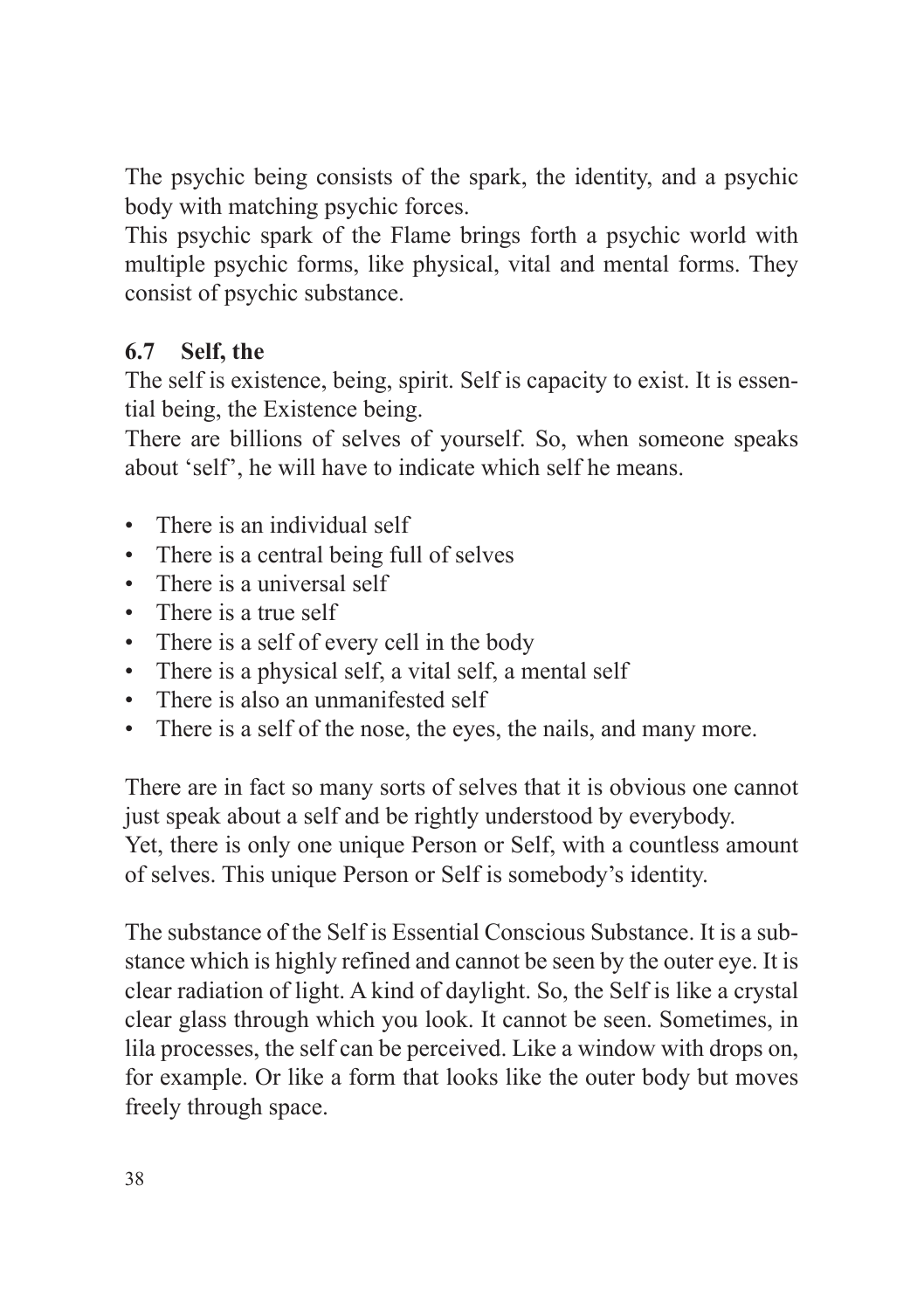The psychic being consists of the spark, the identity, and a psychic body with matching psychic forces.
This psychic spark of the Flame brings forth a psychic world with multiple psychic forms, like physical, vital and mental forms. They consist of psychic substance.

### 6.7 Self, the

The self is existence, being, spirit. Self is capacity to exist. It is essential being, the Existence being.
There are billions of selves of yourself. So, when someone speaks about 'self', he will have to indicate which self he means.

- There is an individual self
- There is a central being full of selves
- There is a universal self
- There is a true self
- There is a self of every cell in the body
- There is a physical self, a vital self, a mental self
- There is also an unmanifested self
- There is a self of the nose, the eyes, the nails, and many more.

There are in fact so many sorts of selves that it is obvious one cannot just speak about a self and be rightly understood by everybody.
Yet, there is only one unique Person or Self, with a countless amount of selves. This unique Person or Self is somebody's identity.

The substance of the Self is Essential Conscious Substance. It is a substance which is highly refined and cannot be seen by the outer eye. It is clear radiation of light. A kind of daylight. So, the Self is like a crystal clear glass through which you look. It cannot be seen. Sometimes, in lila processes, the self can be perceived. Like a window with drops on, for example. Or like a form that looks like the outer body but moves freely through space.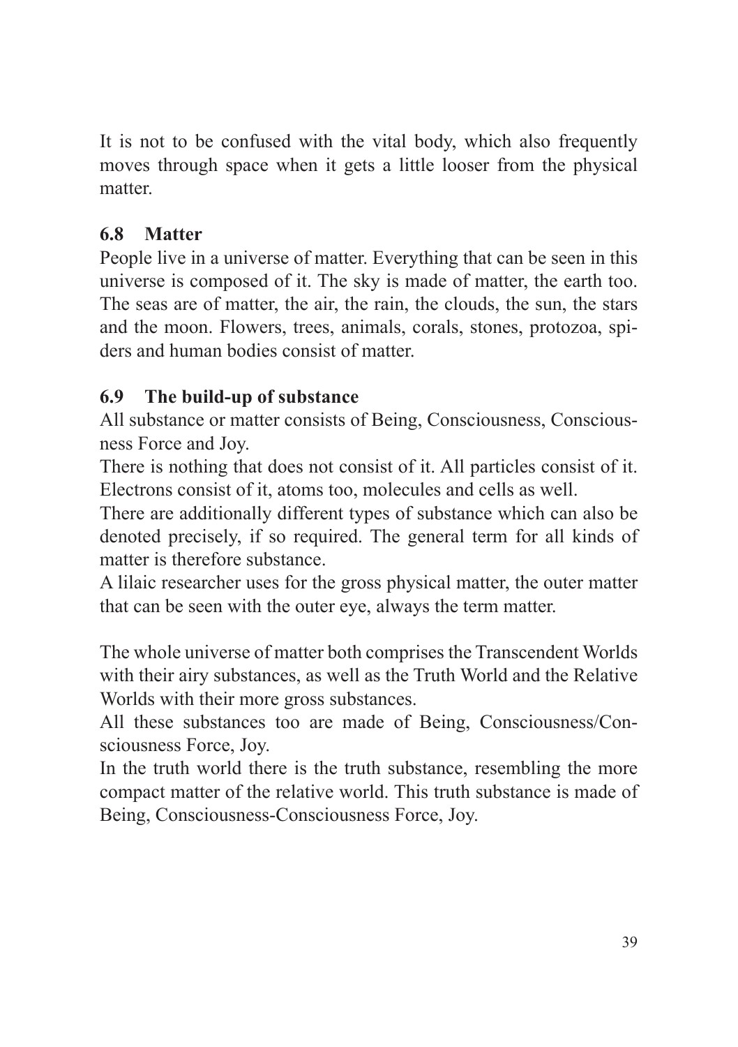It is not to be confused with the vital body, which also frequently moves through space when it gets a little looser from the physical matter.

## 6.8 Matter

People live in a universe of matter. Everything that can be seen in this universe is composed of it. The sky is made of matter, the earth too. The seas are of matter, the air, the rain, the clouds, the sun, the stars and the moon. Flowers, trees, animals, corals, stones, protozoa, spiders and human bodies consist of matter.

## 6.9 The build-up of substance

All substance or matter consists of Being, Consciousness, Consciousness Force and Joy.

There is nothing that does not consist of it. All particles consist of it. Electrons consist of it, atoms too, molecules and cells as well.

There are additionally different types of substance which can also be denoted precisely, if so required. The general term for all kinds of matter is therefore substance.

A lilaic researcher uses for the gross physical matter, the outer matter that can be seen with the outer eye, always the term matter.

The whole universe of matter both comprises the Transcendent Worlds with their airy substances, as well as the Truth World and the Relative Worlds with their more gross substances.

All these substances too are made of Being, Consciousness/Consciousness Force, Joy.

In the truth world there is the truth substance, resembling the more compact matter of the relative world. This truth substance is made of Being, Consciousness-Consciousness Force, Joy.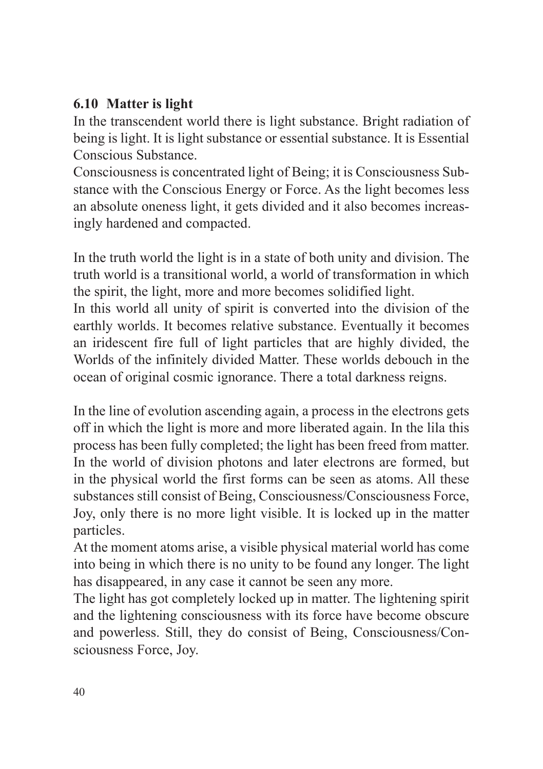### 6.10 Matter is light

In the transcendent world there is light substance. Bright radiation of being is light. It is light substance or essential substance. It is Essential Conscious Substance.

Consciousness is concentrated light of Being; it is Consciousness Substance with the Conscious Energy or Force. As the light becomes less an absolute oneness light, it gets divided and it also becomes increasingly hardened and compacted.

In the truth world the light is in a state of both unity and division. The truth world is a transitional world, a world of transformation in which the spirit, the light, more and more becomes solidified light.

In this world all unity of spirit is converted into the division of the earthly worlds. It becomes relative substance. Eventually it becomes an iridescent fire full of light particles that are highly divided, the Worlds of the infinitely divided Matter. These worlds debouch in the ocean of original cosmic ignorance. There a total darkness reigns.

In the line of evolution ascending again, a process in the electrons gets off in which the light is more and more liberated again. In the lila this process has been fully completed; the light has been freed from matter. In the world of division photons and later electrons are formed, but in the physical world the first forms can be seen as atoms. All these substances still consist of Being, Consciousness/Consciousness Force, Joy, only there is no more light visible. It is locked up in the matter particles.

At the moment atoms arise, a visible physical material world has come into being in which there is no unity to be found any longer. The light has disappeared, in any case it cannot be seen any more.

The light has got completely locked up in matter. The lightening spirit and the lightening consciousness with its force have become obscure and powerless. Still, they do consist of Being, Consciousness/Consciousness Force, Joy.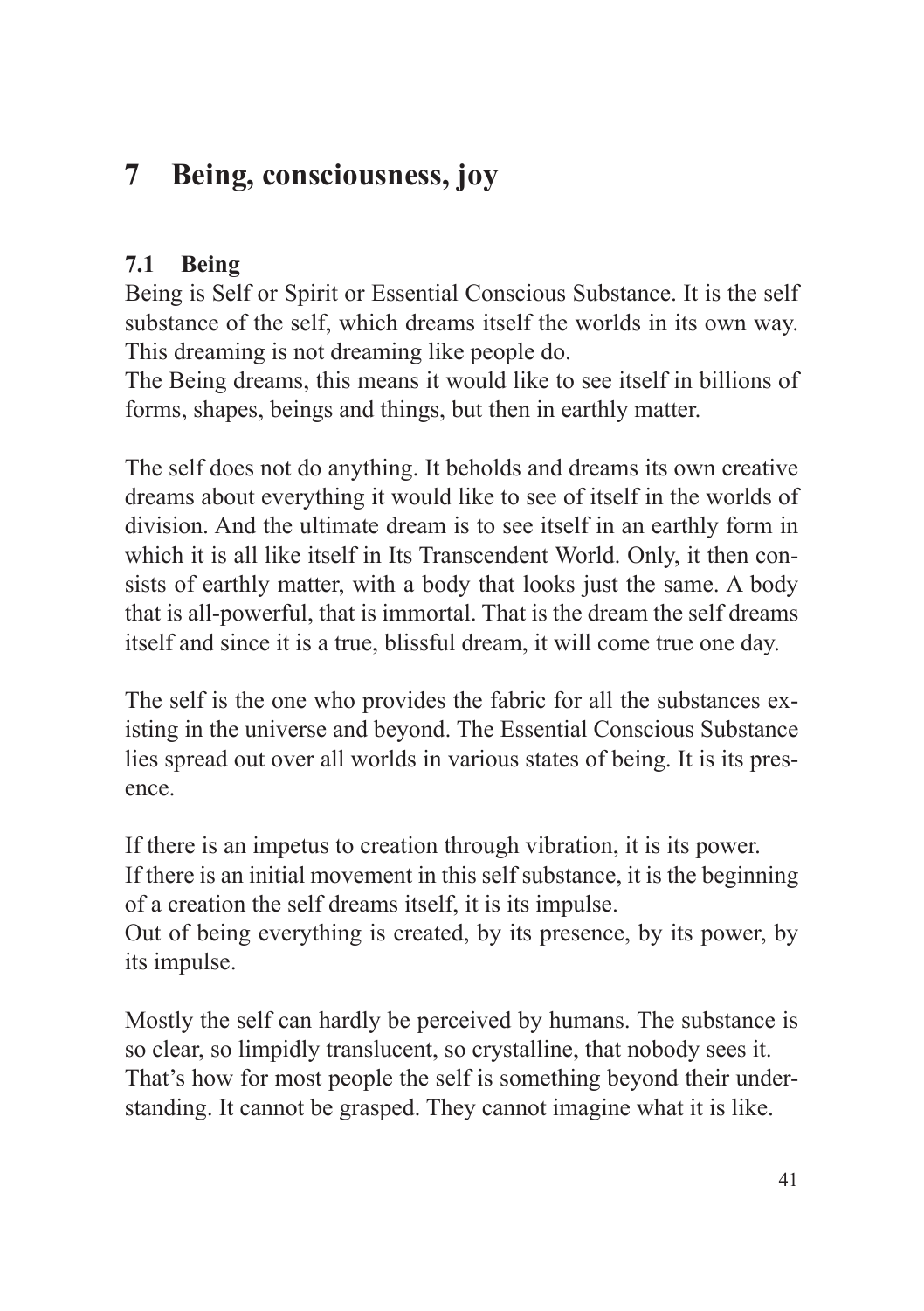# 7 Being, consciousness, joy

## 7.1 Being

Being is Self or Spirit or Essential Conscious Substance. It is the self substance of the self, which dreams itself the worlds in its own way. This dreaming is not dreaming like people do.
The Being dreams, this means it would like to see itself in billions of forms, shapes, beings and things, but then in earthly matter.

The self does not do anything. It beholds and dreams its own creative dreams about everything it would like to see of itself in the worlds of division. And the ultimate dream is to see itself in an earthly form in which it is all like itself in Its Transcendent World. Only, it then consists of earthly matter, with a body that looks just the same. A body that is all-powerful, that is immortal. That is the dream the self dreams itself and since it is a true, blissful dream, it will come true one day.

The self is the one who provides the fabric for all the substances existing in the universe and beyond. The Essential Conscious Substance lies spread out over all worlds in various states of being. It is its presence.

If there is an impetus to creation through vibration, it is its power.
If there is an initial movement in this self substance, it is the beginning of a creation the self dreams itself, it is its impulse.
Out of being everything is created, by its presence, by its power, by its impulse.

Mostly the self can hardly be perceived by humans. The substance is so clear, so limpidly translucent, so crystalline, that nobody sees it. That's how for most people the self is something beyond their understanding. It cannot be grasped. They cannot imagine what it is like.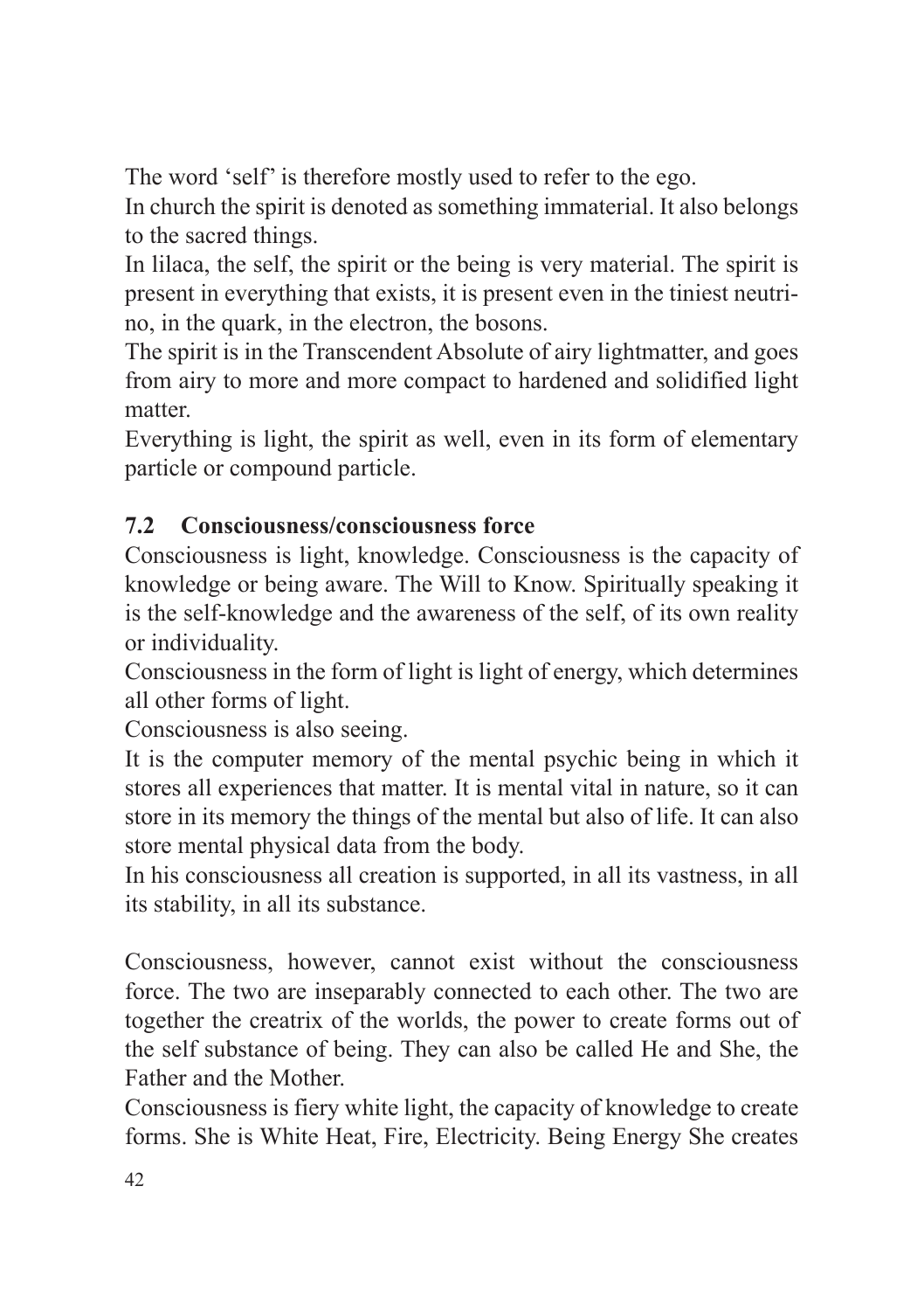The word 'self' is therefore mostly used to refer to the ego.

In church the spirit is denoted as something immaterial. It also belongs to the sacred things.

In lilaca, the self, the spirit or the being is very material. The spirit is present in everything that exists, it is present even in the tiniest neutrino, in the quark, in the electron, the bosons.

The spirit is in the Transcendent Absolute of airy lightmatter, and goes from airy to more and more compact to hardened and solidified light matter.

Everything is light, the spirit as well, even in its form of elementary particle or compound particle.

## 7.2 Consciousness/consciousness force

Consciousness is light, knowledge. Consciousness is the capacity of knowledge or being aware. The Will to Know. Spiritually speaking it is the self-knowledge and the awareness of the self, of its own reality or individuality.

Consciousness in the form of light is light of energy, which determines all other forms of light.

Consciousness is also seeing.

It is the computer memory of the mental psychic being in which it stores all experiences that matter. It is mental vital in nature, so it can store in its memory the things of the mental but also of life. It can also store mental physical data from the body.

In his consciousness all creation is supported, in all its vastness, in all its stability, in all its substance.

Consciousness, however, cannot exist without the consciousness force. The two are inseparably connected to each other. The two are together the creatrix of the worlds, the power to create forms out of the self substance of being. They can also be called He and She, the Father and the Mother.

Consciousness is fiery white light, the capacity of knowledge to create forms. She is White Heat, Fire, Electricity. Being Energy She creates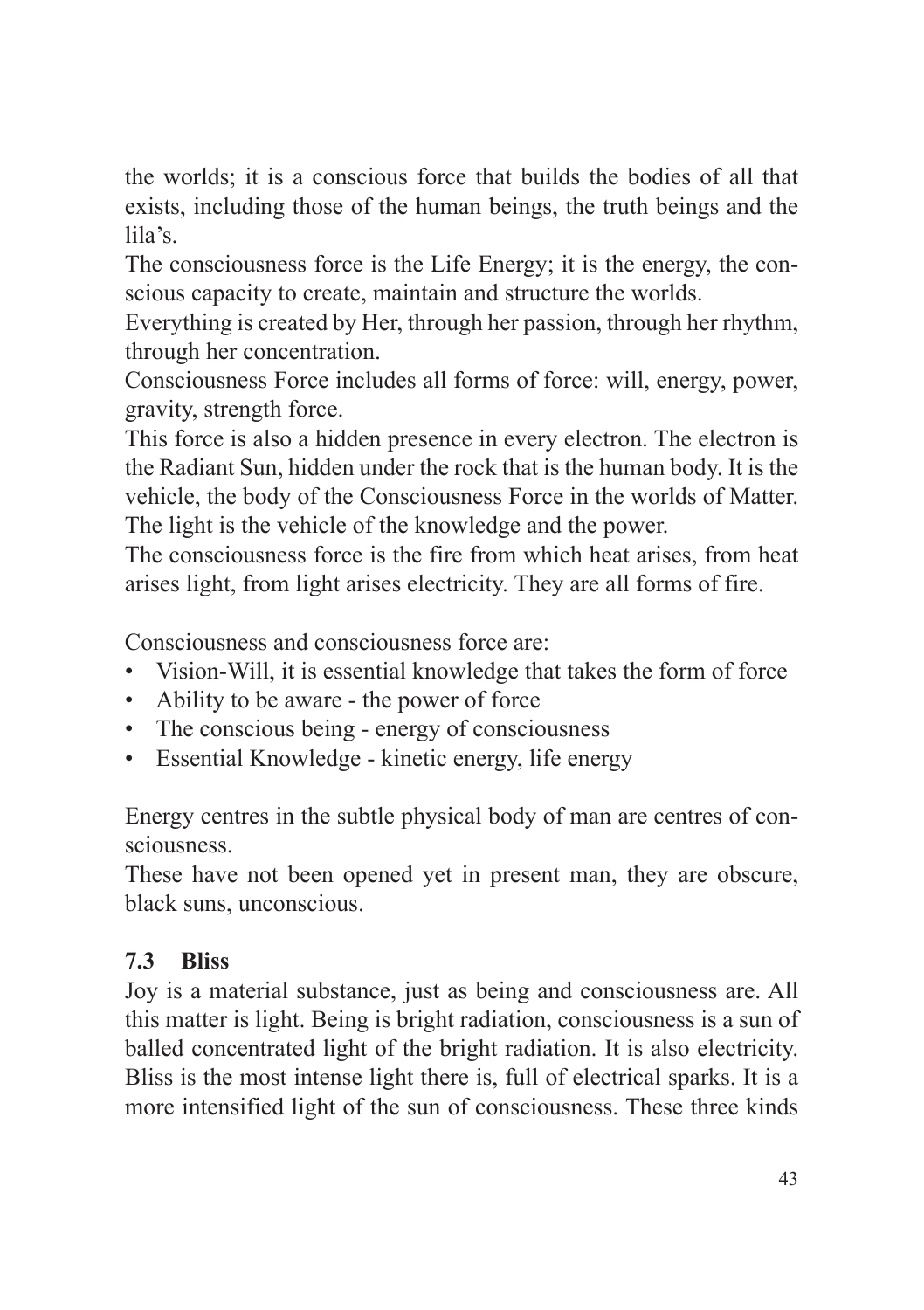the worlds; it is a conscious force that builds the bodies of all that exists, including those of the human beings, the truth beings and the lila's.

The consciousness force is the Life Energy; it is the energy, the conscious capacity to create, maintain and structure the worlds.

Everything is created by Her, through her passion, through her rhythm, through her concentration.

Consciousness Force includes all forms of force: will, energy, power, gravity, strength force.

This force is also a hidden presence in every electron. The electron is the Radiant Sun, hidden under the rock that is the human body. It is the vehicle, the body of the Consciousness Force in the worlds of Matter. The light is the vehicle of the knowledge and the power.

The consciousness force is the fire from which heat arises, from heat arises light, from light arises electricity. They are all forms of fire.

Consciousness and consciousness force are:

- Vision-Will, it is essential knowledge that takes the form of force
- Ability to be aware - the power of force
- The conscious being - energy of consciousness
- Essential Knowledge - kinetic energy, life energy

Energy centres in the subtle physical body of man are centres of consciousness.

These have not been opened yet in present man, they are obscure, black suns, unconscious.

### 7.3 Bliss

Joy is a material substance, just as being and consciousness are. All this matter is light. Being is bright radiation, consciousness is a sun of balled concentrated light of the bright radiation. It is also electricity. Bliss is the most intense light there is, full of electrical sparks. It is a more intensified light of the sun of consciousness. These three kinds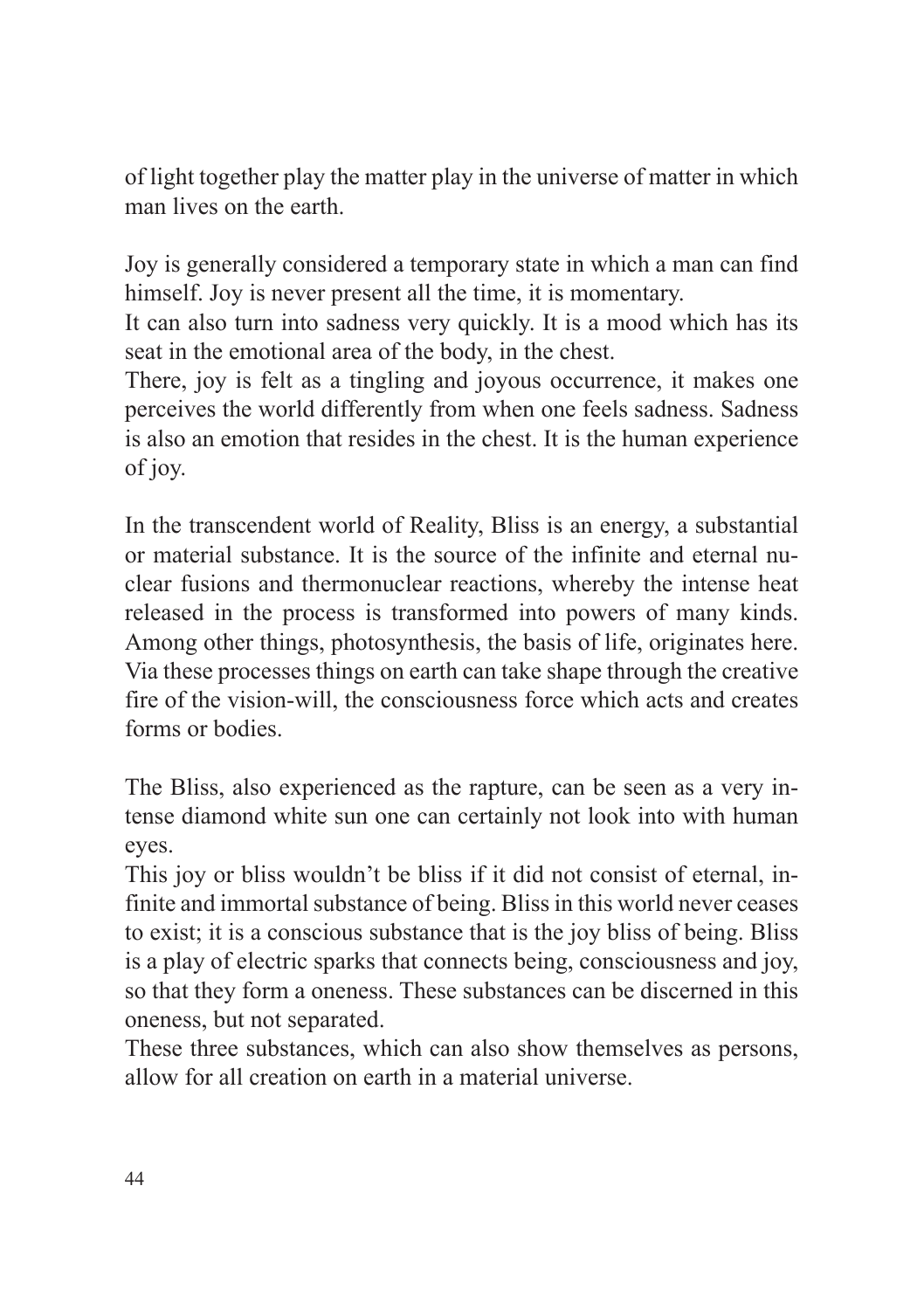of light together play the matter play in the universe of matter in which man lives on the earth.

Joy is generally considered a temporary state in which a man can find himself. Joy is never present all the time, it is momentary.
It can also turn into sadness very quickly. It is a mood which has its seat in the emotional area of the body, in the chest.
There, joy is felt as a tingling and joyous occurrence, it makes one perceives the world differently from when one feels sadness. Sadness is also an emotion that resides in the chest. It is the human experience of joy.

In the transcendent world of Reality, Bliss is an energy, a substantial or material substance. It is the source of the infinite and eternal nuclear fusions and thermonuclear reactions, whereby the intense heat released in the process is transformed into powers of many kinds. Among other things, photosynthesis, the basis of life, originates here. Via these processes things on earth can take shape through the creative fire of the vision-will, the consciousness force which acts and creates forms or bodies.

The Bliss, also experienced as the rapture, can be seen as a very intense diamond white sun one can certainly not look into with human eyes.
This joy or bliss wouldn't be bliss if it did not consist of eternal, infinite and immortal substance of being. Bliss in this world never ceases to exist; it is a conscious substance that is the joy bliss of being. Bliss is a play of electric sparks that connects being, consciousness and joy, so that they form a oneness. These substances can be discerned in this oneness, but not separated.
These three substances, which can also show themselves as persons, allow for all creation on earth in a material universe.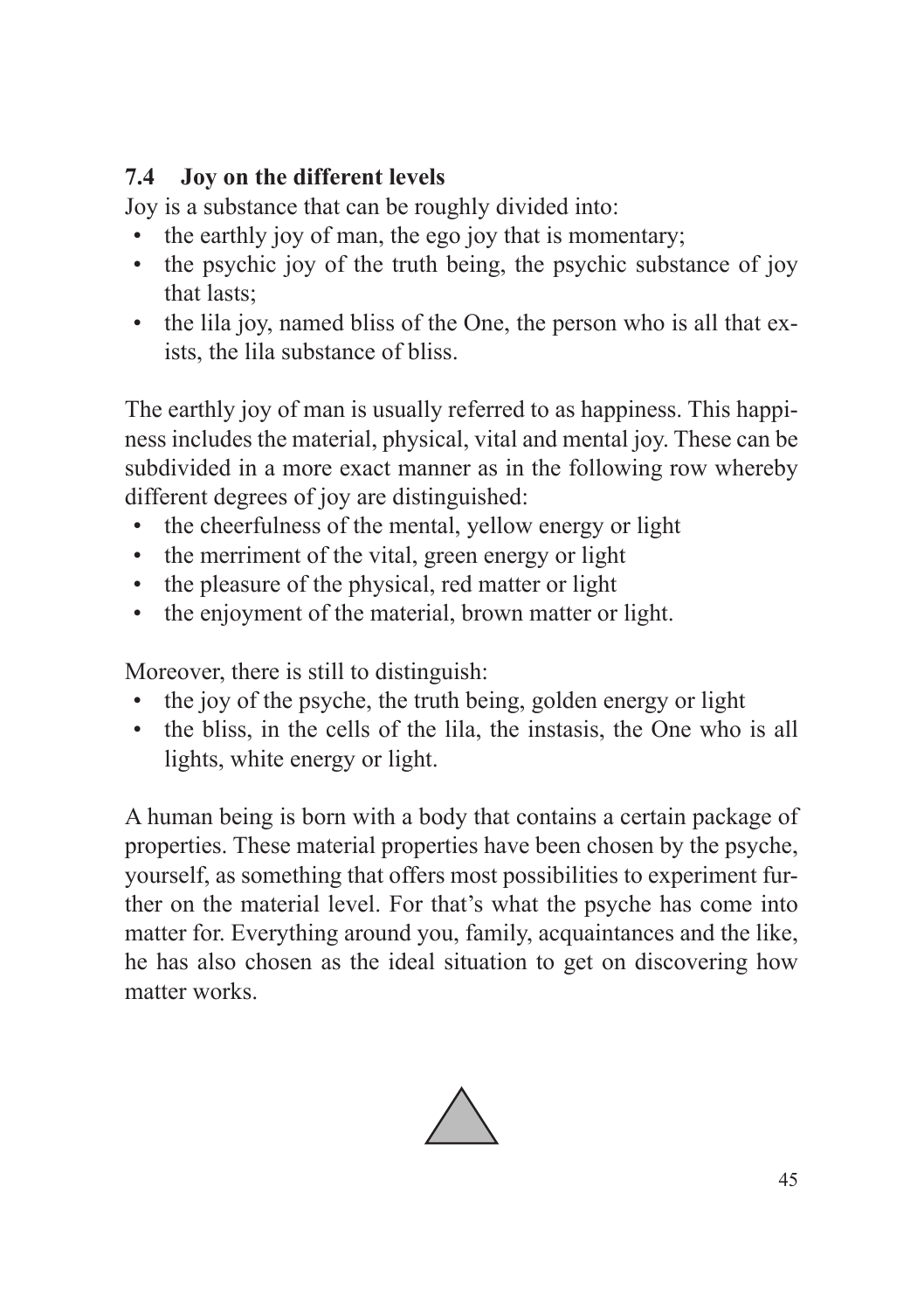## 7.4 Joy on the different levels

Joy is a substance that can be roughly divided into:

- the earthly joy of man, the ego joy that is momentary;
- the psychic joy of the truth being, the psychic substance of joy that lasts;
- the lila joy, named bliss of the One, the person who is all that exists, the lila substance of bliss.

The earthly joy of man is usually referred to as happiness. This happiness includes the material, physical, vital and mental joy. These can be subdivided in a more exact manner as in the following row whereby different degrees of joy are distinguished:

- the cheerfulness of the mental, yellow energy or light
- the merriment of the vital, green energy or light
- the pleasure of the physical, red matter or light
- the enjoyment of the material, brown matter or light.

Moreover, there is still to distinguish:

- the joy of the psyche, the truth being, golden energy or light
- the bliss, in the cells of the lila, the instasis, the One who is all lights, white energy or light.

A human being is born with a body that contains a certain package of properties. These material properties have been chosen by the psyche, yourself, as something that offers most possibilities to experiment further on the material level. For that's what the psyche has come into matter for. Everything around you, family, acquaintances and the like, he has also chosen as the ideal situation to get on discovering how matter works.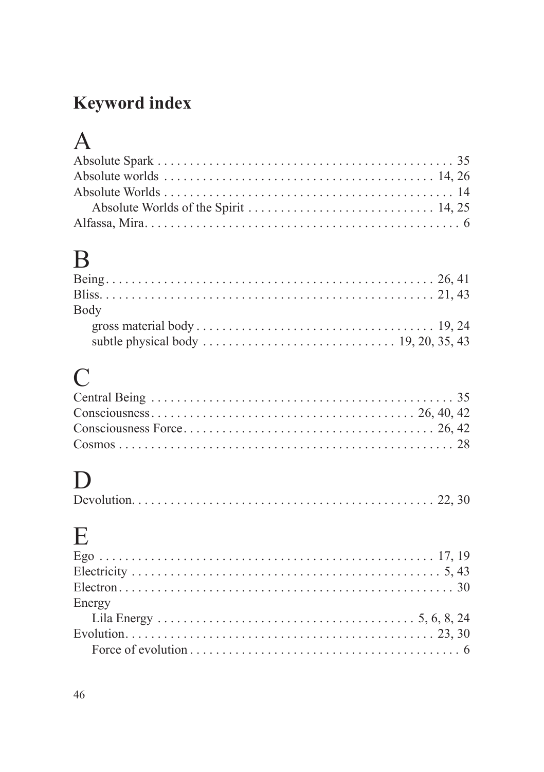# Keyword index

## A

Absolute Spark . . . . . . . . . . . . . . . . . . . . . . . . . . . . . . . . . . . . . . . . . . . . . . 35
Absolute worlds . . . . . . . . . . . . . . . . . . . . . . . . . . . . . . . . . . . . . . . . . . 14, 26
Absolute Worlds . . . . . . . . . . . . . . . . . . . . . . . . . . . . . . . . . . . . . . . . . . . . 14
- Absolute Worlds of the Spirit . . . . . . . . . . . . . . . . . . . . . . . . . . . . . 14, 25

Alfassa, Mira. . . . . . . . . . . . . . . . . . . . . . . . . . . . . . . . . . . . . . . . . . . . . . . . 6

## B

Being. . . . . . . . . . . . . . . . . . . . . . . . . . . . . . . . . . . . . . . . . . . . . . . . . . 26, 41
Bliss. . . . . . . . . . . . . . . . . . . . . . . . . . . . . . . . . . . . . . . . . . . . . . . . . . . 21, 43
Body
- gross material body . . . . . . . . . . . . . . . . . . . . . . . . . . . . . . . . . . . . 19, 24
- subtle physical body . . . . . . . . . . . . . . . . . . . . . . . . . . . . . 19, 20, 35, 43

## C

Central Being . . . . . . . . . . . . . . . . . . . . . . . . . . . . . . . . . . . . . . . . . . . . . . 35
Consciousness. . . . . . . . . . . . . . . . . . . . . . . . . . . . . . . . . . . . . . . . . 26, 40, 42
Consciousness Force. . . . . . . . . . . . . . . . . . . . . . . . . . . . . . . . . . . . . . . 26, 42
Cosmos . . . . . . . . . . . . . . . . . . . . . . . . . . . . . . . . . . . . . . . . . . . . . . . . . . . 28

## D

Devolution. . . . . . . . . . . . . . . . . . . . . . . . . . . . . . . . . . . . . . . . . . . . . . . 22, 30

## E

Ego . . . . . . . . . . . . . . . . . . . . . . . . . . . . . . . . . . . . . . . . . . . . . . . . . . . 17, 19
Electricity . . . . . . . . . . . . . . . . . . . . . . . . . . . . . . . . . . . . . . . . . . . . . . . . 5, 43
Electron. . . . . . . . . . . . . . . . . . . . . . . . . . . . . . . . . . . . . . . . . . . . . . . . . . . . 30
Energy
- Lila Energy . . . . . . . . . . . . . . . . . . . . . . . . . . . . . . . . . . . . . . . . 5, 6, 8, 24

Evolution. . . . . . . . . . . . . . . . . . . . . . . . . . . . . . . . . . . . . . . . . . . . . . . . 23, 30
- Force of evolution . . . . . . . . . . . . . . . . . . . . . . . . . . . . . . . . . . . . . . . . . 6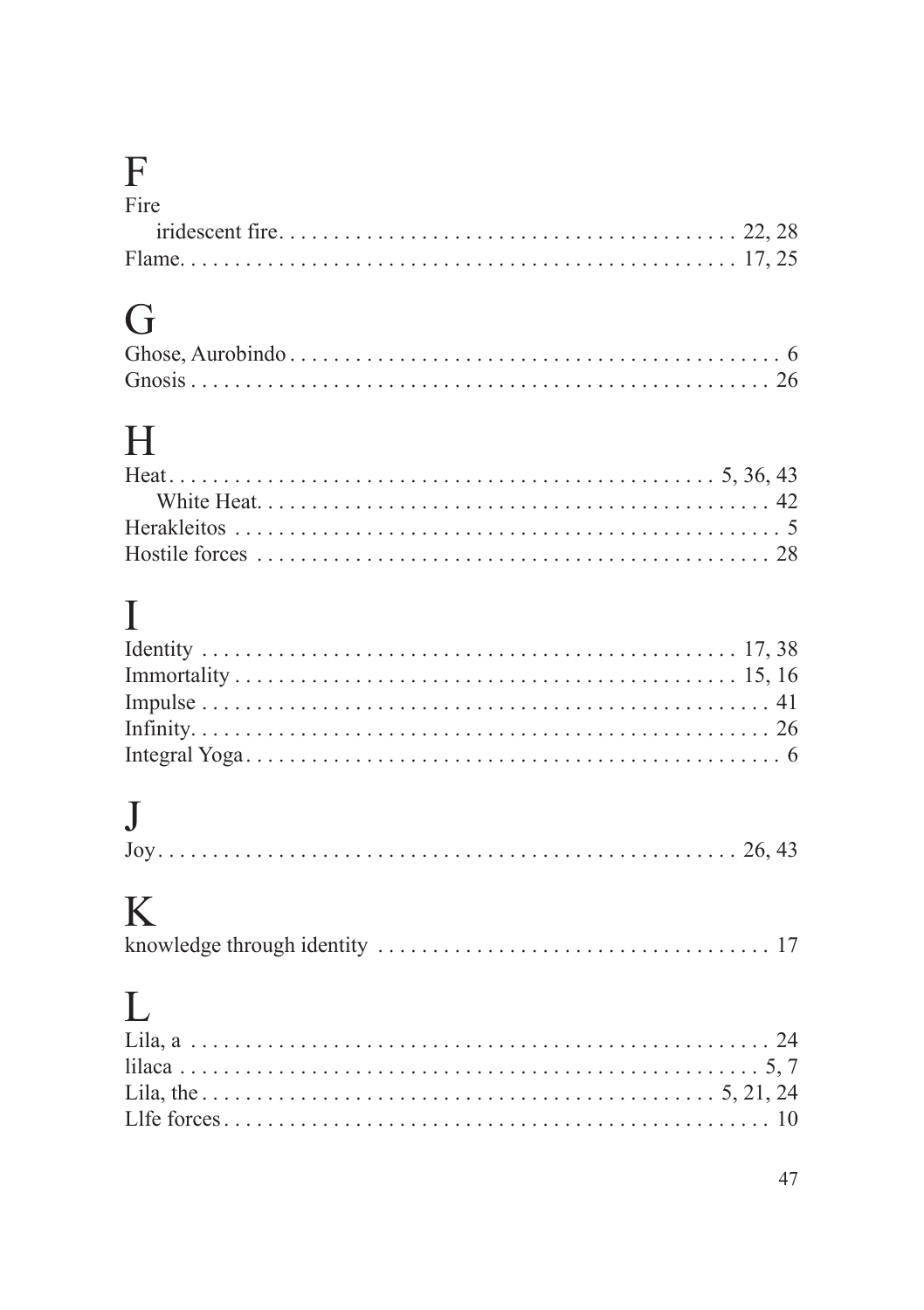# F

Fire

- iridescent fire. . . . . . . . . . . . . . . . . . . . . . . . . . . . . . . . . . . . . . . . . 22, 28

Flame. . . . . . . . . . . . . . . . . . . . . . . . . . . . . . . . . . . . . . . . . . . . . . . . . . 17, 25

# G

Ghose, Aurobindo . . . . . . . . . . . . . . . . . . . . . . . . . . . . . . . . . . . . . . . . . . . . 6

Gnosis . . . . . . . . . . . . . . . . . . . . . . . . . . . . . . . . . . . . . . . . . . . . . . . . . . . . 26

# H

Heat . . . . . . . . . . . . . . . . . . . . . . . . . . . . . . . . . . . . . . . . . . . . . . . . 5, 36, 43

- White Heat. . . . . . . . . . . . . . . . . . . . . . . . . . . . . . . . . . . . . . . . . . . . . . 42

Herakleitos . . . . . . . . . . . . . . . . . . . . . . . . . . . . . . . . . . . . . . . . . . . . . . . . . . 5

Hostile forces . . . . . . . . . . . . . . . . . . . . . . . . . . . . . . . . . . . . . . . . . . . . . . . 28

# I

Identity . . . . . . . . . . . . . . . . . . . . . . . . . . . . . . . . . . . . . . . . . . . . . . . . . 17, 38

Immortality . . . . . . . . . . . . . . . . . . . . . . . . . . . . . . . . . . . . . . . . . . . . . . 15, 16

Impulse . . . . . . . . . . . . . . . . . . . . . . . . . . . . . . . . . . . . . . . . . . . . . . . . . . . . 41

Infinity. . . . . . . . . . . . . . . . . . . . . . . . . . . . . . . . . . . . . . . . . . . . . . . . . . . . . 26

Integral Yoga . . . . . . . . . . . . . . . . . . . . . . . . . . . . . . . . . . . . . . . . . . . . . . . . . 6

# J

Joy . . . . . . . . . . . . . . . . . . . . . . . . . . . . . . . . . . . . . . . . . . . . . . . . . . . . 26, 43

# K

knowledge through identity . . . . . . . . . . . . . . . . . . . . . . . . . . . . . . . . . . . . 17

# L

Lila, a . . . . . . . . . . . . . . . . . . . . . . . . . . . . . . . . . . . . . . . . . . . . . . . . . . . . . 24

lilaca . . . . . . . . . . . . . . . . . . . . . . . . . . . . . . . . . . . . . . . . . . . . . . . . . . . . . 5, 7

Lila, the . . . . . . . . . . . . . . . . . . . . . . . . . . . . . . . . . . . . . . . . . . . . . . . 5, 21, 24

Llfe forces . . . . . . . . . . . . . . . . . . . . . . . . . . . . . . . . . . . . . . . . . . . . . . . . . . 10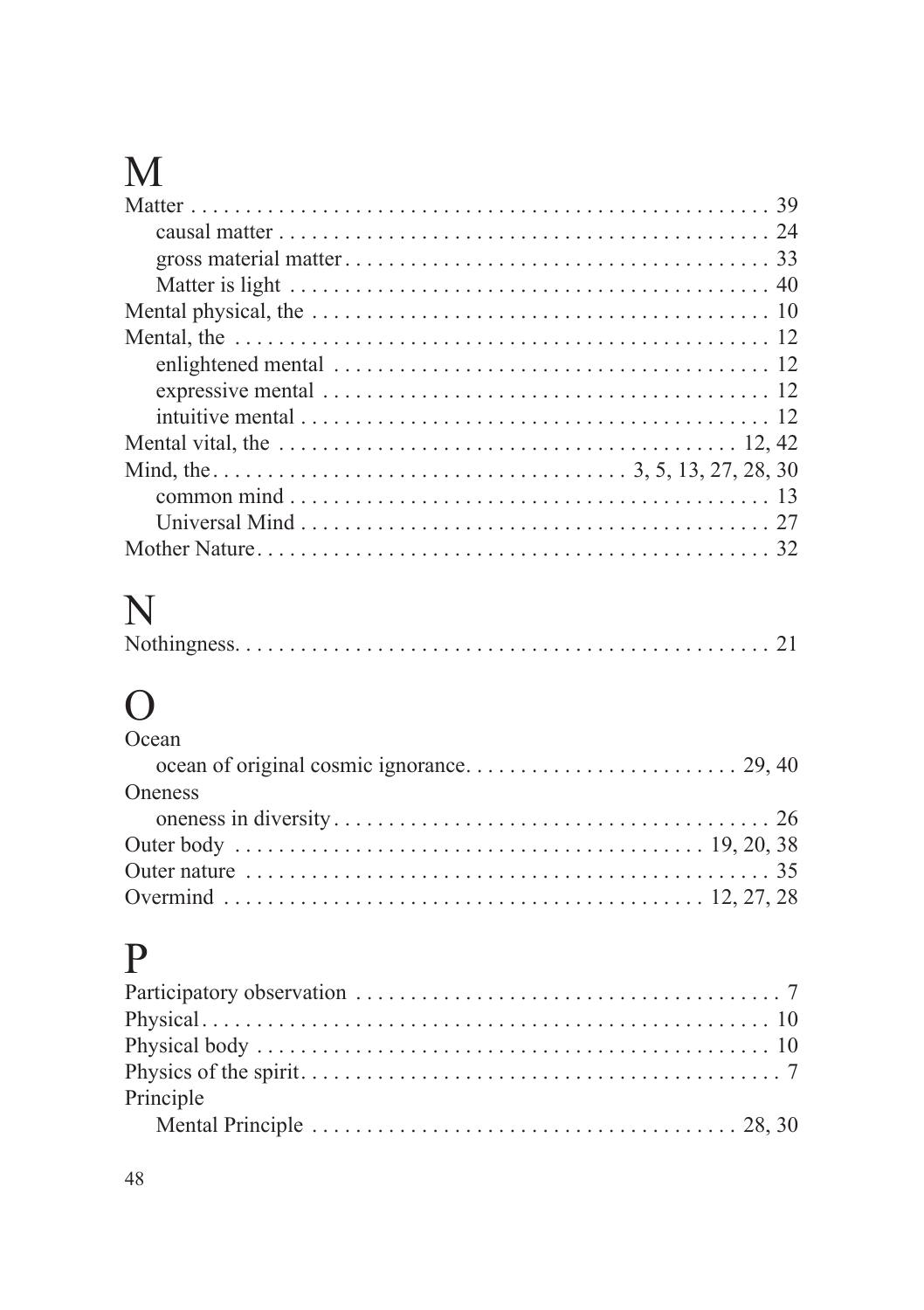# M

Matter . . . . . . . . . . . . . . . . . . . . . . . . . . . . . . . . . . . . . . . . . . . . . . 39
  causal matter . . . . . . . . . . . . . . . . . . . . . . . . . . . . . . . . . . . . . . . . 24
  gross material matter . . . . . . . . . . . . . . . . . . . . . . . . . . . . . . . . . . 33
  Matter is light . . . . . . . . . . . . . . . . . . . . . . . . . . . . . . . . . . . . . . . 40
Mental physical, the . . . . . . . . . . . . . . . . . . . . . . . . . . . . . . . . . . . 10
Mental, the . . . . . . . . . . . . . . . . . . . . . . . . . . . . . . . . . . . . . . . . . . 12
  enlightened mental . . . . . . . . . . . . . . . . . . . . . . . . . . . . . . . . . . . 12
  expressive mental . . . . . . . . . . . . . . . . . . . . . . . . . . . . . . . . . . . . 12
  intuitive mental . . . . . . . . . . . . . . . . . . . . . . . . . . . . . . . . . . . . . 12
Mental vital, the . . . . . . . . . . . . . . . . . . . . . . . . . . . . . . . . . . . 12, 42
Mind, the . . . . . . . . . . . . . . . . . . . . . . . . . . . . . . . . . 3, 5, 13, 27, 28, 30
  common mind . . . . . . . . . . . . . . . . . . . . . . . . . . . . . . . . . . . . . . 13
  Universal Mind . . . . . . . . . . . . . . . . . . . . . . . . . . . . . . . . . . . . . 27
Mother Nature . . . . . . . . . . . . . . . . . . . . . . . . . . . . . . . . . . . . . . . 32

# N

Nothingness. . . . . . . . . . . . . . . . . . . . . . . . . . . . . . . . . . . . . . . . . 21

# O

Ocean
  ocean of original cosmic ignorance. . . . . . . . . . . . . . . . . . . . . . . 29, 40
Oneness
  oneness in diversity . . . . . . . . . . . . . . . . . . . . . . . . . . . . . . . . . . 26
Outer body . . . . . . . . . . . . . . . . . . . . . . . . . . . . . . . . . . . . . 19, 20, 38
Outer nature . . . . . . . . . . . . . . . . . . . . . . . . . . . . . . . . . . . . . . . . 35
Overmind . . . . . . . . . . . . . . . . . . . . . . . . . . . . . . . . . . . . . . . 12, 27, 28

# P

Participatory observation . . . . . . . . . . . . . . . . . . . . . . . . . . . . . . . . 7
Physical . . . . . . . . . . . . . . . . . . . . . . . . . . . . . . . . . . . . . . . . . . . . 10
Physical body . . . . . . . . . . . . . . . . . . . . . . . . . . . . . . . . . . . . . . . 10
Physics of the spirit . . . . . . . . . . . . . . . . . . . . . . . . . . . . . . . . . . . . 7
Principle
  Mental Principle . . . . . . . . . . . . . . . . . . . . . . . . . . . . . . . . . . . 28, 30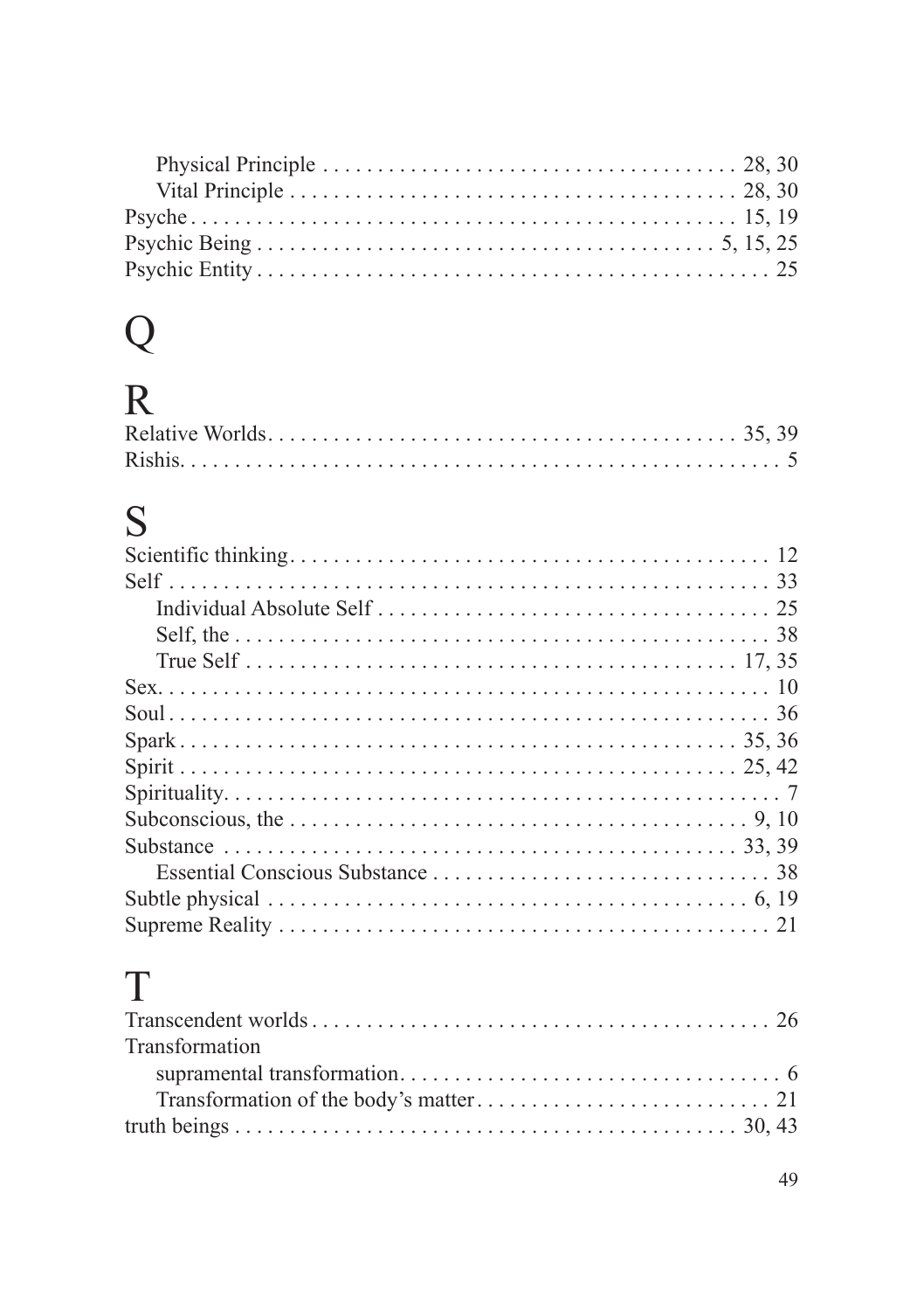- Physical Principle 28, 30
- Vital Principle 28, 30

Psyche 15, 19
Psychic Being 5, 15, 25
Psychic Entity 25

# Q

# R

Relative Worlds 35, 39
Rishis 5

# S

Scientific thinking 12
Self 33
- Individual Absolute Self 25
- Self, the 38
- True Self 17, 35

Sex 10
Soul 36
Spark 35, 36
Spirit 25, 42
Spirituality 7
Subconscious, the 9, 10
Substance 33, 39
- Essential Conscious Substance 38

Subtle physical 6, 19
Supreme Reality 21

# T

Transcendent worlds 26
Transformation
- supramental transformation 6
- Transformation of the body's matter 21

truth beings 30, 43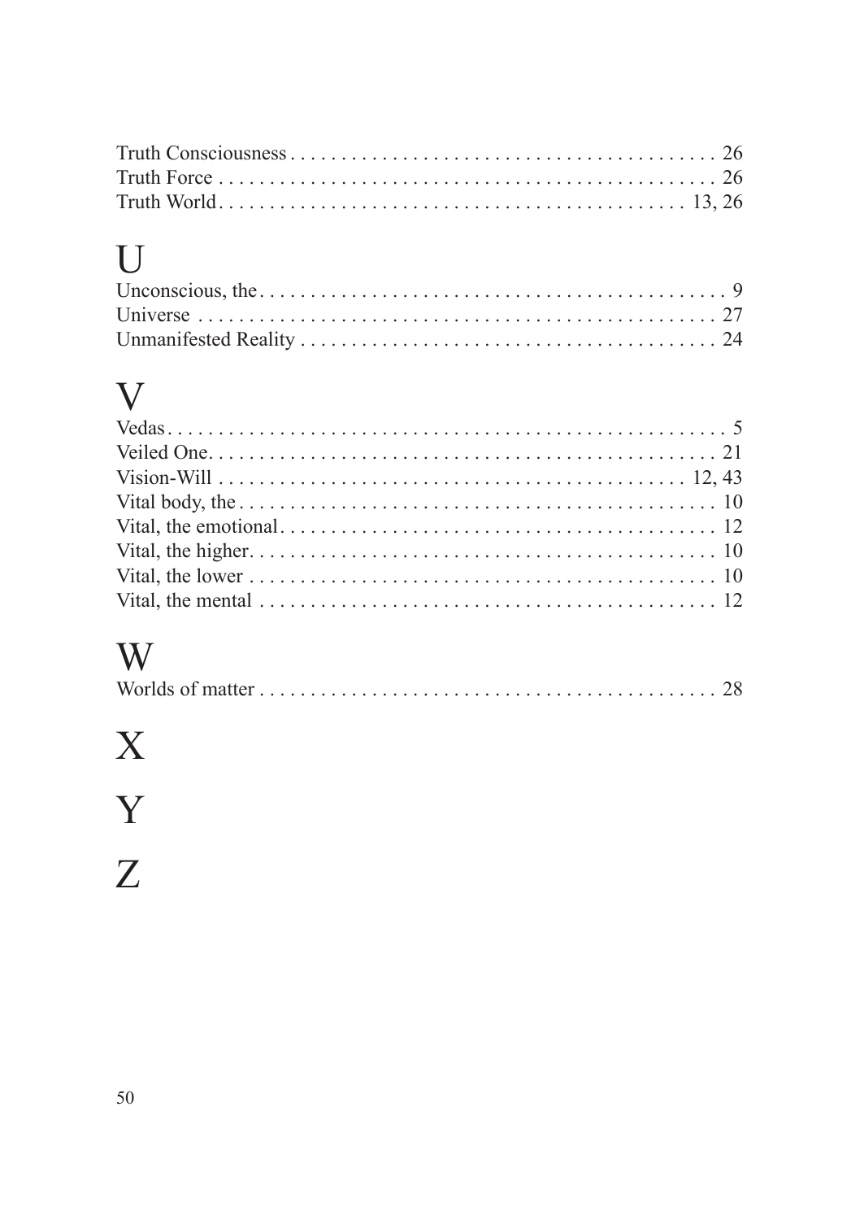Truth Consciousness . . . . . . . . . . . . . . . . . . . . . . . . . . . . . . . . . . . . . . . . 26
Truth Force . . . . . . . . . . . . . . . . . . . . . . . . . . . . . . . . . . . . . . . . . . . . . . 26
Truth World . . . . . . . . . . . . . . . . . . . . . . . . . . . . . . . . . . . . . . . . . . . . 13, 26

# U

Unconscious, the . . . . . . . . . . . . . . . . . . . . . . . . . . . . . . . . . . . . . . . . . . . . 9
Universe . . . . . . . . . . . . . . . . . . . . . . . . . . . . . . . . . . . . . . . . . . . . . . . . 27
Unmanifested Reality . . . . . . . . . . . . . . . . . . . . . . . . . . . . . . . . . . . . . . . 24

# V

Vedas . . . . . . . . . . . . . . . . . . . . . . . . . . . . . . . . . . . . . . . . . . . . . . . . . . . 5
Veiled One . . . . . . . . . . . . . . . . . . . . . . . . . . . . . . . . . . . . . . . . . . . . . . . 21
Vision-Will . . . . . . . . . . . . . . . . . . . . . . . . . . . . . . . . . . . . . . . . . . . . 12, 43
Vital body, the . . . . . . . . . . . . . . . . . . . . . . . . . . . . . . . . . . . . . . . . . . . . 10
Vital, the emotional . . . . . . . . . . . . . . . . . . . . . . . . . . . . . . . . . . . . . . . . . 12
Vital, the higher . . . . . . . . . . . . . . . . . . . . . . . . . . . . . . . . . . . . . . . . . . . 10
Vital, the lower . . . . . . . . . . . . . . . . . . . . . . . . . . . . . . . . . . . . . . . . . . . . 10
Vital, the mental . . . . . . . . . . . . . . . . . . . . . . . . . . . . . . . . . . . . . . . . . . . 12

# W

Worlds of matter . . . . . . . . . . . . . . . . . . . . . . . . . . . . . . . . . . . . . . . . . . . 28

# X

# Y

# Z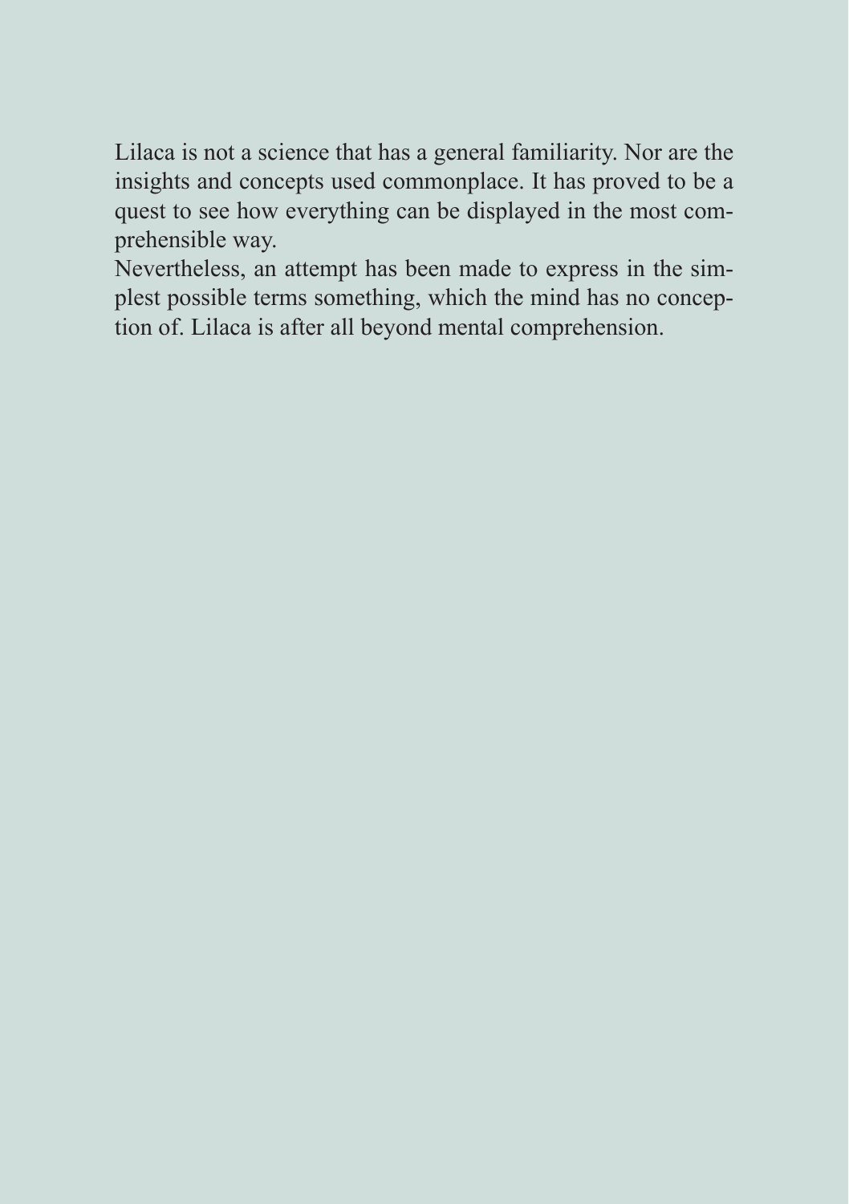Lilaca is not a science that has a general familiarity. Nor are the insights and concepts used commonplace. It has proved to be a quest to see how everything can be displayed in the most comprehensible way.

Nevertheless, an attempt has been made to express in the simplest possible terms something, which the mind has no conception of. Lilaca is after all beyond mental comprehension.